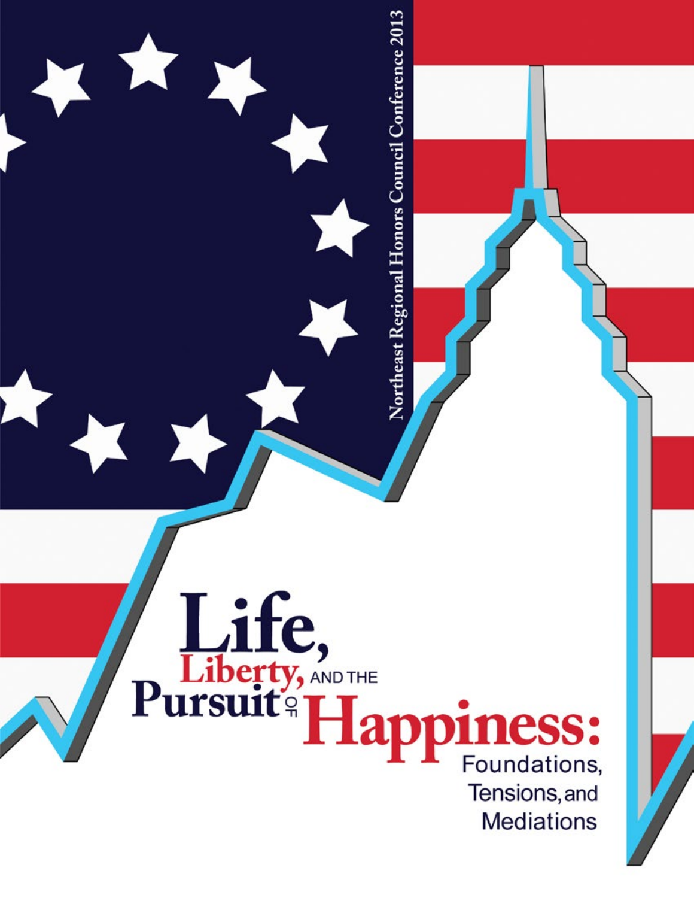Northeast Regional Honors Council Conference 2013

# Life, Liberty, and the Pursuit of Happiness:

## Foundations, Tensions, and Mediations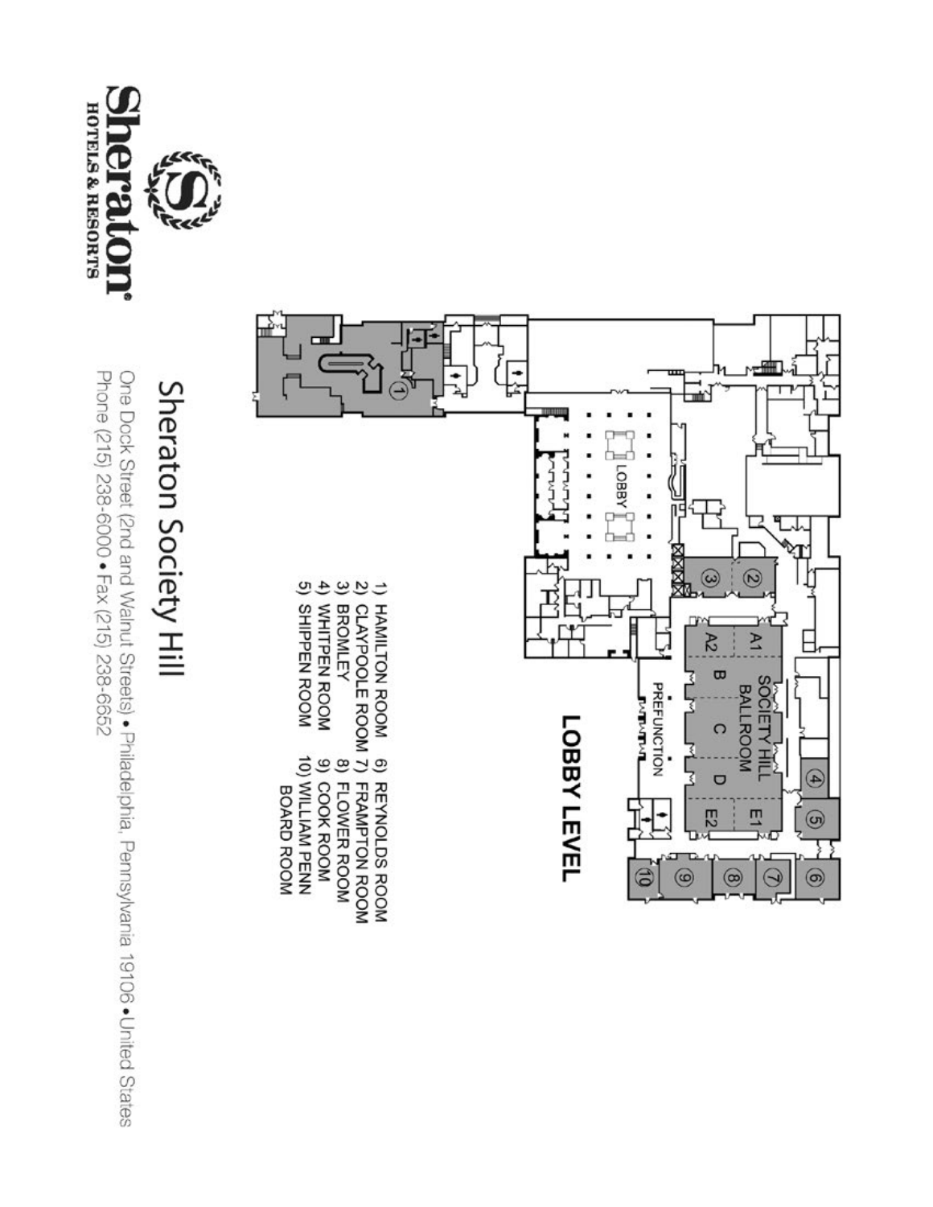# Sheraton Society Hill

One Dock Street (2nd and Walnut Streets) • Philadelphia, Pennsylvania 19106 • United States
Phone (215) 238-6000 • Fax (215) 238-6652

Sheraton HOTELS & RESORTS

## LOBBY LEVEL

LOBBY

SOCIETY HILL BALLROOM

A1 A2 B C D E1 E2

PREFUNCTION

1) HAMILTON ROOM
2) CLAYPOOLE ROOM
3) BROMLEY
4) WHITPEN ROOM
5) SHIPPEN ROOM
6) REYNOLDS ROOM
7) FRAMPTON ROOM
8) FLOWER ROOM
9) COOK ROOM
10) WILLIAM PENN BOARD ROOM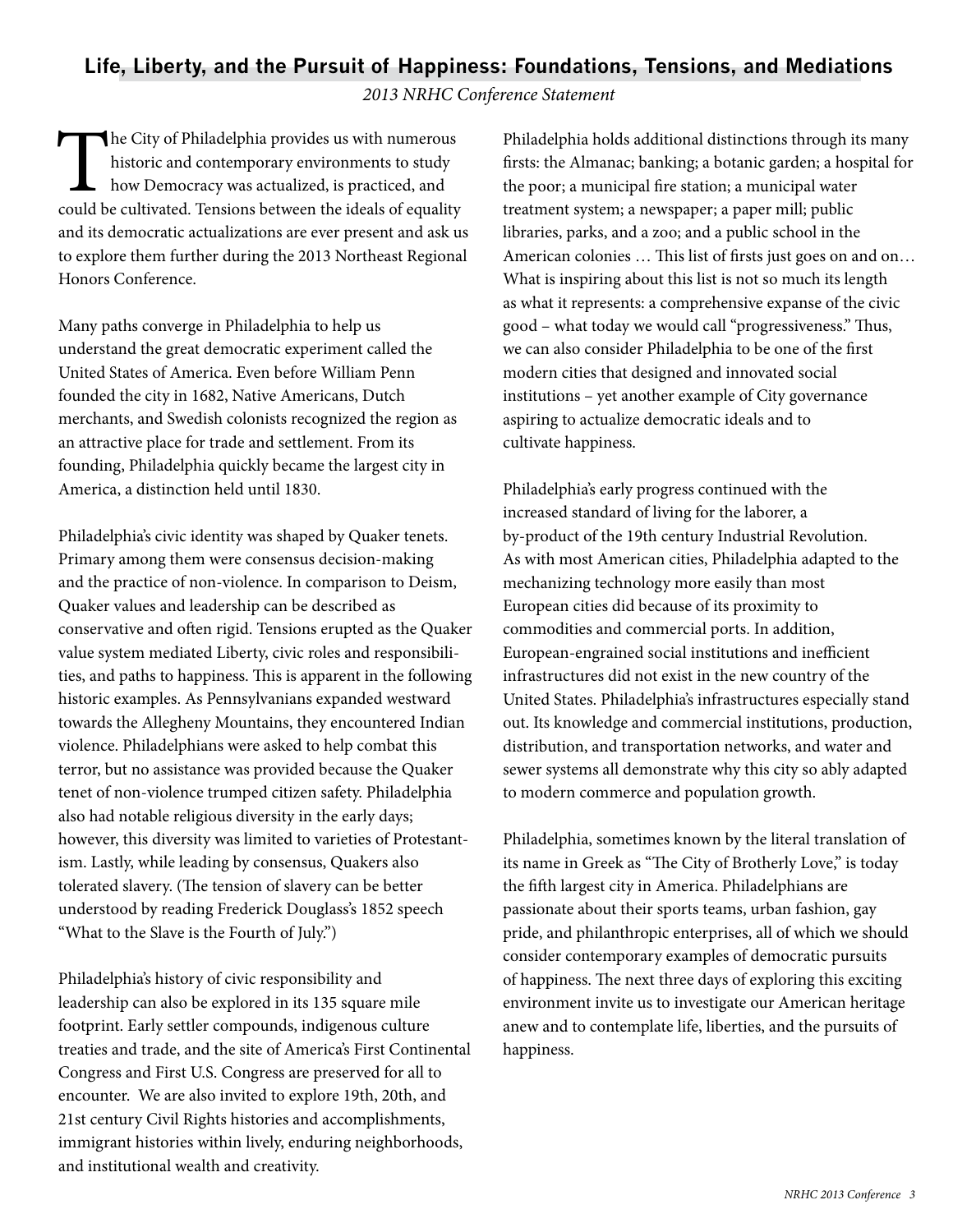## Life, Liberty, and the Pursuit of Happiness: Foundations, Tensions, and Mediations

*2013 NRHC Conference Statement*

The City of Philadelphia provides us with numerous historic and contemporary environments to study how Democracy was actualized, is practiced, and could be cultivated. Tensions between the ideals of equality and its democratic actualizations are ever present and ask us to explore them further during the 2013 Northeast Regional Honors Conference.

Many paths converge in Philadelphia to help us understand the great democratic experiment called the United States of America. Even before William Penn founded the city in 1682, Native Americans, Dutch merchants, and Swedish colonists recognized the region as an attractive place for trade and settlement. From its founding, Philadelphia quickly became the largest city in America, a distinction held until 1830.

Philadelphia's civic identity was shaped by Quaker tenets. Primary among them were consensus decision-making and the practice of non-violence. In comparison to Deism, Quaker values and leadership can be described as conservative and often rigid. Tensions erupted as the Quaker value system mediated Liberty, civic roles and responsibilities, and paths to happiness. This is apparent in the following historic examples. As Pennsylvanians expanded westward towards the Allegheny Mountains, they encountered Indian violence. Philadelphians were asked to help combat this terror, but no assistance was provided because the Quaker tenet of non-violence trumped citizen safety. Philadelphia also had notable religious diversity in the early days; however, this diversity was limited to varieties of Protestantism. Lastly, while leading by consensus, Quakers also tolerated slavery. (The tension of slavery can be better understood by reading Frederick Douglass's 1852 speech "What to the Slave is the Fourth of July.")

Philadelphia's history of civic responsibility and leadership can also be explored in its 135 square mile footprint. Early settler compounds, indigenous culture treaties and trade, and the site of America's First Continental Congress and First U.S. Congress are preserved for all to encounter. We are also invited to explore 19th, 20th, and 21st century Civil Rights histories and accomplishments, immigrant histories within lively, enduring neighborhoods, and institutional wealth and creativity.

Philadelphia holds additional distinctions through its many firsts: the Almanac; banking; a botanic garden; a hospital for the poor; a municipal fire station; a municipal water treatment system; a newspaper; a paper mill; public libraries, parks, and a zoo; and a public school in the American colonies … This list of firsts just goes on and on… What is inspiring about this list is not so much its length as what it represents: a comprehensive expanse of the civic good – what today we would call "progressiveness." Thus, we can also consider Philadelphia to be one of the first modern cities that designed and innovated social institutions – yet another example of City governance aspiring to actualize democratic ideals and to cultivate happiness.

Philadelphia's early progress continued with the increased standard of living for the laborer, a by-product of the 19th century Industrial Revolution. As with most American cities, Philadelphia adapted to the mechanizing technology more easily than most European cities did because of its proximity to commodities and commercial ports. In addition, European-engrained social institutions and inefficient infrastructures did not exist in the new country of the United States. Philadelphia's infrastructures especially stand out. Its knowledge and commercial institutions, production, distribution, and transportation networks, and water and sewer systems all demonstrate why this city so ably adapted to modern commerce and population growth.

Philadelphia, sometimes known by the literal translation of its name in Greek as "The City of Brotherly Love," is today the fifth largest city in America. Philadelphians are passionate about their sports teams, urban fashion, gay pride, and philanthropic enterprises, all of which we should consider contemporary examples of democratic pursuits of happiness. The next three days of exploring this exciting environment invite us to investigate our American heritage anew and to contemplate life, liberties, and the pursuits of happiness.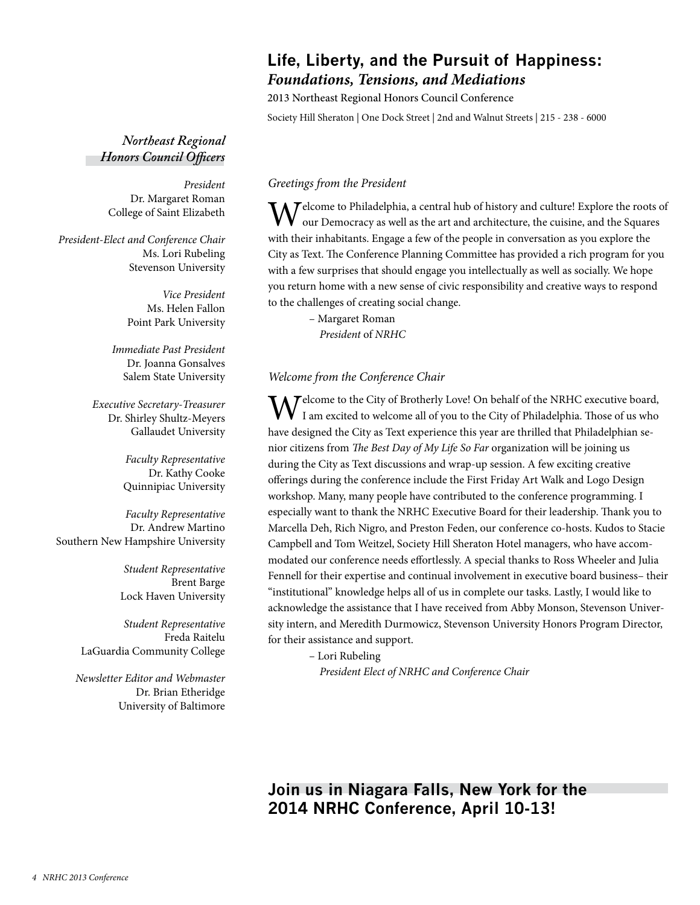# Life, Liberty, and the Pursuit of Happiness:
## *Foundations, Tensions, and Mediations*

2013 Northeast Regional Honors Council Conference

Society Hill Sheraton | One Dock Street | 2nd and Walnut Streets | 215 - 238 - 6000

### *Northeast Regional Honors Council Officers*

*President*
Dr. Margaret Roman
College of Saint Elizabeth

*President-Elect and Conference Chair*
Ms. Lori Rubeling
Stevenson University

*Vice President*
Ms. Helen Fallon
Point Park University

*Immediate Past President*
Dr. Joanna Gonsalves
Salem State University

*Executive Secretary-Treasurer*
Dr. Shirley Shultz-Meyers
Gallaudet University

*Faculty Representative*
Dr. Kathy Cooke
Quinnipiac University

*Faculty Representative*
Dr. Andrew Martino
Southern New Hampshire University

*Student Representative*
Brent Barge
Lock Haven University

*Student Representative*
Freda Raitelu
LaGuardia Community College

*Newsletter Editor and Webmaster*
Dr. Brian Etheridge
University of Baltimore

*Greetings from the President*

Welcome to Philadelphia, a central hub of history and culture! Explore the roots of our Democracy as well as the art and architecture, the cuisine, and the Squares with their inhabitants. Engage a few of the people in conversation as you explore the City as Text. The Conference Planning Committee has provided a rich program for you with a few surprises that should engage you intellectually as well as socially. We hope you return home with a new sense of civic responsibility and creative ways to respond to the challenges of creating social change.

– Margaret Roman
*President* of *NRHC*

*Welcome from the Conference Chair*

Welcome to the City of Brotherly Love! On behalf of the NRHC executive board, I am excited to welcome all of you to the City of Philadelphia. Those of us who have designed the City as Text experience this year are thrilled that Philadelphian senior citizens from *The Best Day of My Life So Far* organization will be joining us during the City as Text discussions and wrap-up session. A few exciting creative offerings during the conference include the First Friday Art Walk and Logo Design workshop. Many, many people have contributed to the conference programming. I especially want to thank the NRHC Executive Board for their leadership. Thank you to Marcella Deh, Rich Nigro, and Preston Feden, our conference co-hosts. Kudos to Stacie Campbell and Tom Weitzel, Society Hill Sheraton Hotel managers, who have accommodated our conference needs effortlessly. A special thanks to Ross Wheeler and Julia Fennell for their expertise and continual involvement in executive board business– their "institutional" knowledge helps all of us in complete our tasks. Lastly, I would like to acknowledge the assistance that I have received from Abby Monson, Stevenson University intern, and Meredith Durmowicz, Stevenson University Honors Program Director, for their assistance and support.

– Lori Rubeling
*President Elect of NRHC and Conference Chair*

## Join us in Niagara Falls, New York for the 2014 NRHC Conference, April 10-13!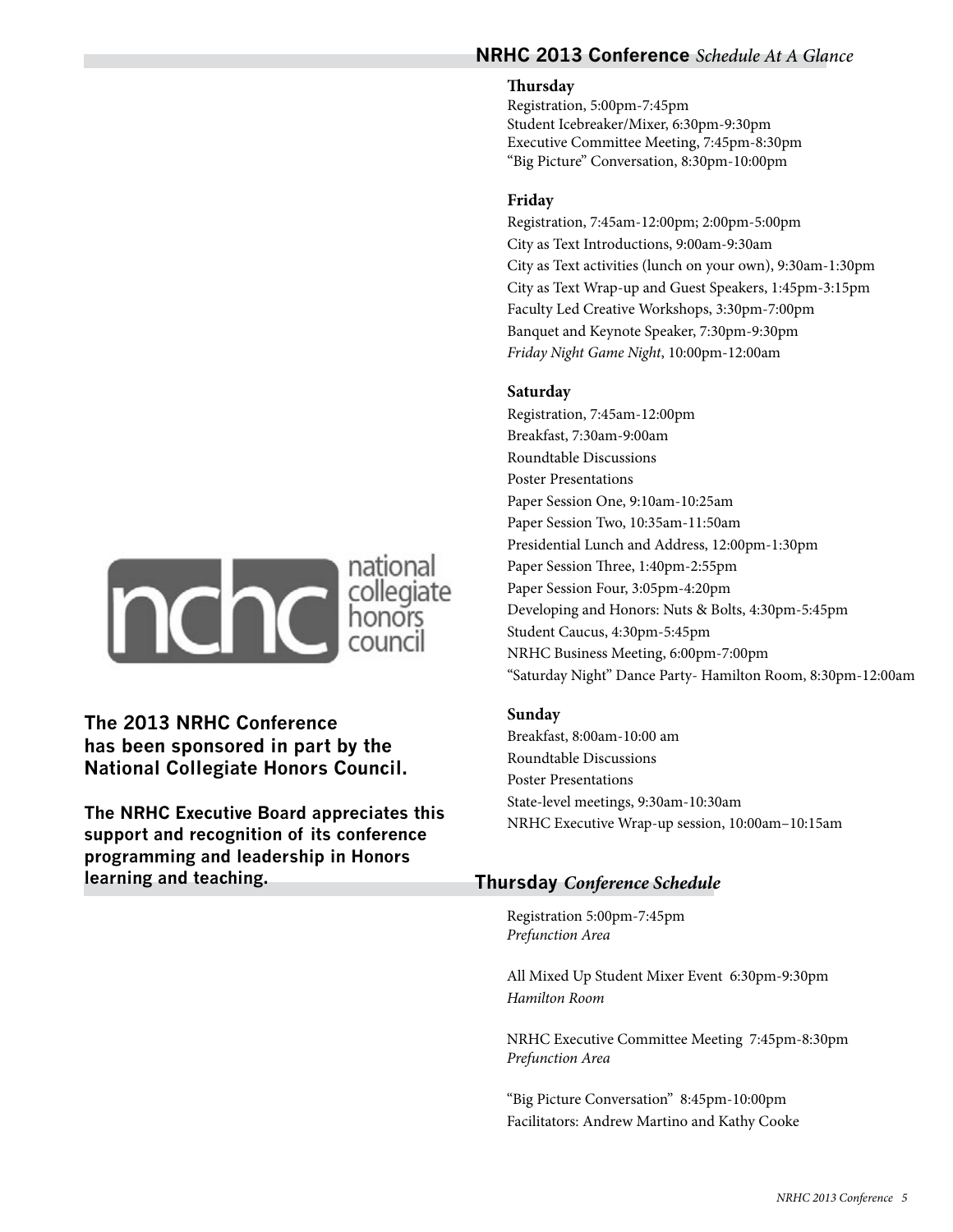## NRHC 2013 Conference *Schedule At A Glance*

**Thursday**

Registration, 5:00pm-7:45pm
Student Icebreaker/Mixer, 6:30pm-9:30pm
Executive Committee Meeting, 7:45pm-8:30pm
"Big Picture" Conversation, 8:30pm-10:00pm

**Friday**

Registration, 7:45am-12:00pm; 2:00pm-5:00pm
City as Text Introductions, 9:00am-9:30am
City as Text activities (lunch on your own), 9:30am-1:30pm
City as Text Wrap-up and Guest Speakers, 1:45pm-3:15pm
Faculty Led Creative Workshops, 3:30pm-7:00pm
Banquet and Keynote Speaker, 7:30pm-9:30pm
*Friday Night Game Night*, 10:00pm-12:00am

**Saturday**

Registration, 7:45am-12:00pm
Breakfast, 7:30am-9:00am
Roundtable Discussions
Poster Presentations
Paper Session One, 9:10am-10:25am
Paper Session Two, 10:35am-11:50am
Presidential Lunch and Address, 12:00pm-1:30pm
Paper Session Three, 1:40pm-2:55pm
Paper Session Four, 3:05pm-4:20pm
Developing and Honors: Nuts & Bolts, 4:30pm-5:45pm
Student Caucus, 4:30pm-5:45pm
NRHC Business Meeting, 6:00pm-7:00pm
"Saturday Night" Dance Party- Hamilton Room, 8:30pm-12:00am

**Sunday**

Breakfast, 8:00am-10:00 am
Roundtable Discussions
Poster Presentations
State-level meetings, 9:30am-10:30am
NRHC Executive Wrap-up session, 10:00am–10:15am

nchc national collegiate honors council

**The 2013 NRHC Conference has been sponsored in part by the National Collegiate Honors Council.**

**The NRHC Executive Board appreciates this support and recognition of its conference programming and leadership in Honors learning and teaching.**

## Thursday *Conference Schedule*

Registration 5:00pm-7:45pm
*Prefunction Area*

All Mixed Up Student Mixer Event 6:30pm-9:30pm
*Hamilton Room*

NRHC Executive Committee Meeting 7:45pm-8:30pm
*Prefunction Area*

"Big Picture Conversation" 8:45pm-10:00pm
Facilitators: Andrew Martino and Kathy Cooke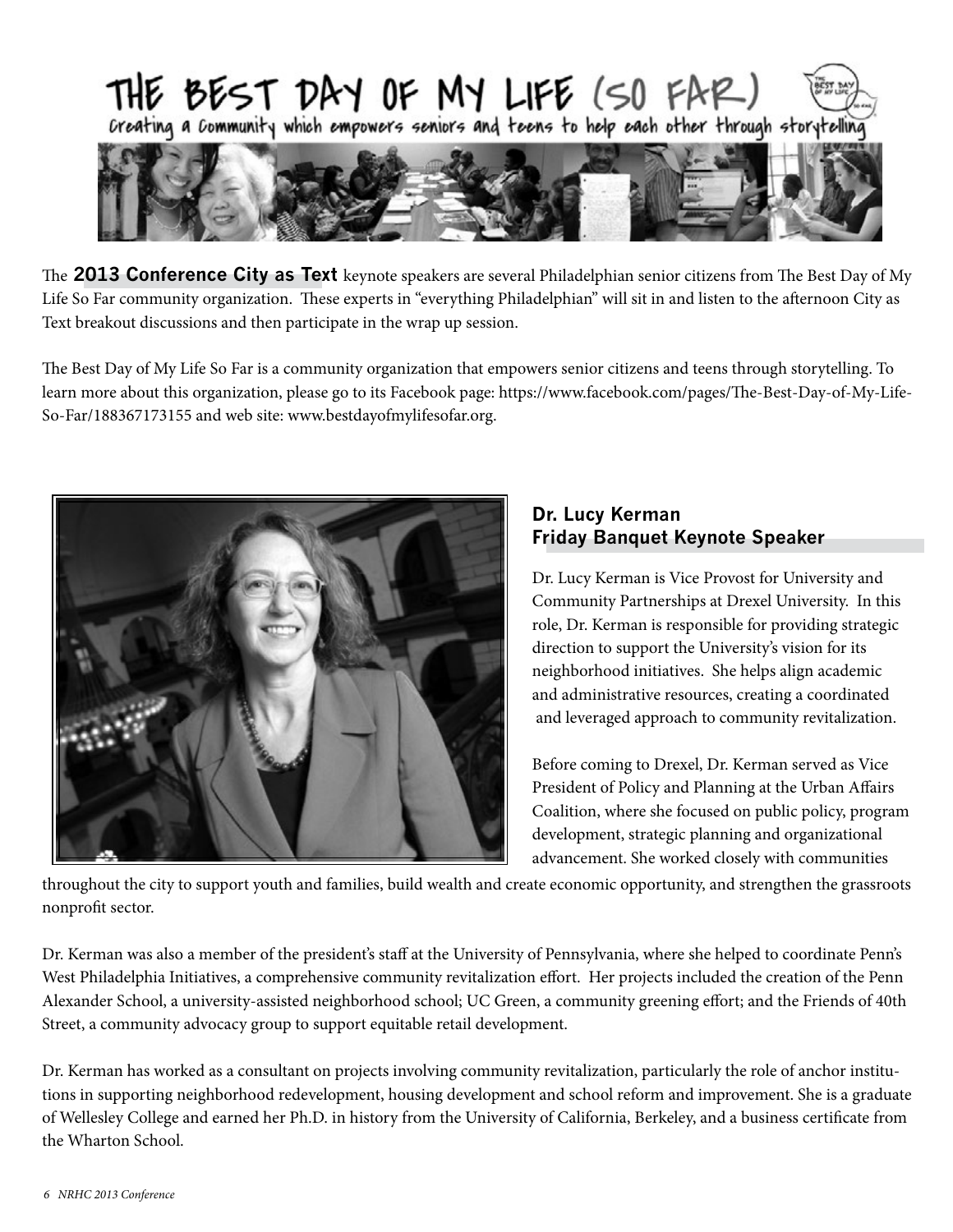# THE BEST DAY OF MY LIFE (SO FAR)

Creating a Community which empowers seniors and teens to help each other through storytelling

The **2013 Conference City as Text** keynote speakers are several Philadelphian senior citizens from The Best Day of My Life So Far community organization. These experts in "everything Philadelphian" will sit in and listen to the afternoon City as Text breakout discussions and then participate in the wrap up session.

The Best Day of My Life So Far is a community organization that empowers senior citizens and teens through storytelling. To learn more about this organization, please go to its Facebook page: https://www.facebook.com/pages/The-Best-Day-of-My-Life-So-Far/188367173155 and web site: www.bestdayofmylifesofar.org.

## Dr. Lucy Kerman
## Friday Banquet Keynote Speaker

Dr. Lucy Kerman is Vice Provost for University and Community Partnerships at Drexel University. In this role, Dr. Kerman is responsible for providing strategic direction to support the University's vision for its neighborhood initiatives. She helps align academic and administrative resources, creating a coordinated and leveraged approach to community revitalization.

Before coming to Drexel, Dr. Kerman served as Vice President of Policy and Planning at the Urban Affairs Coalition, where she focused on public policy, program development, strategic planning and organizational advancement. She worked closely with communities throughout the city to support youth and families, build wealth and create economic opportunity, and strengthen the grassroots nonprofit sector.

Dr. Kerman was also a member of the president's staff at the University of Pennsylvania, where she helped to coordinate Penn's West Philadelphia Initiatives, a comprehensive community revitalization effort. Her projects included the creation of the Penn Alexander School, a university-assisted neighborhood school; UC Green, a community greening effort; and the Friends of 40th Street, a community advocacy group to support equitable retail development.

Dr. Kerman has worked as a consultant on projects involving community revitalization, particularly the role of anchor institutions in supporting neighborhood redevelopment, housing development and school reform and improvement. She is a graduate of Wellesley College and earned her Ph.D. in history from the University of California, Berkeley, and a business certificate from the Wharton School.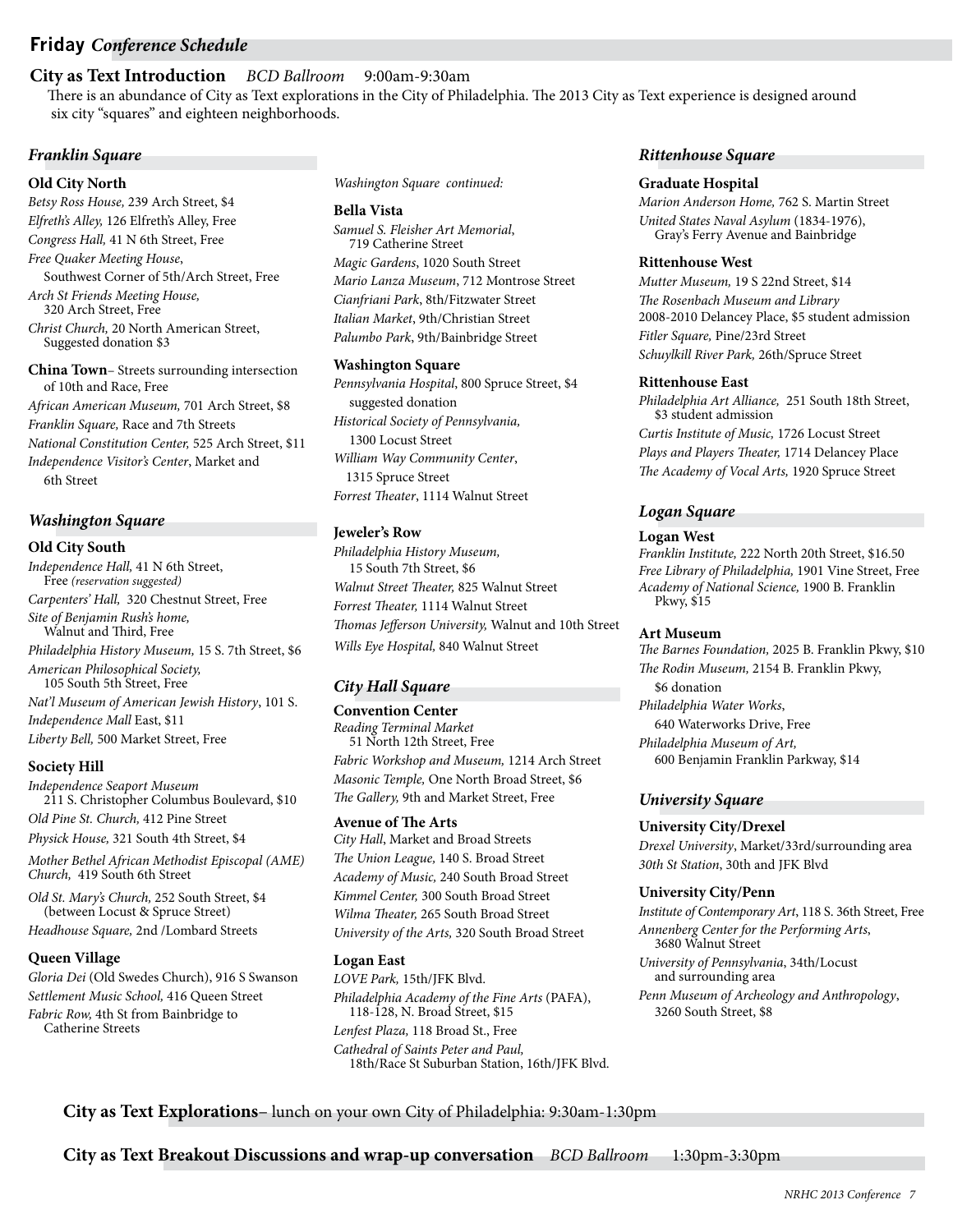# Friday *Conference Schedule*

**City as Text Introduction** *BCD Ballroom* 9:00am-9:30am

There is an abundance of City as Text explorations in the City of Philadelphia. The 2013 City as Text experience is designed around six city "squares" and eighteen neighborhoods.

## *Franklin Square*

### Old City North

*Betsy Ross House,* 239 Arch Street, $4
*Elfreth's Alley,* 126 Elfreth's Alley, Free
*Congress Hall,* 41 N 6th Street, Free
*Free Quaker Meeting House*, Southwest Corner of 5th/Arch Street, Free
*Arch St Friends Meeting House,* 320 Arch Street, Free
*Christ Church,* 20 North American Street, Suggested donation $3

**China Town**– Streets surrounding intersection of 10th and Race, Free
*African American Museum,* 701 Arch Street, $8
*Franklin Square,* Race and 7th Streets
*National Constitution Center,* 525 Arch Street, $11
*Independence Visitor's Center*, Market and 6th Street

## *Washington Square*

### Old City South

*Independence Hall,* 41 N 6th Street, Free *(reservation suggested)*
*Carpenters' Hall,* 320 Chestnut Street, Free
*Site of Benjamin Rush's home,* Walnut and Third, Free
*Philadelphia History Museum,* 15 S. 7th Street, $6
*American Philosophical Society,* 105 South 5th Street, Free
*Nat'l Museum of American Jewish History*, 101 S. *Independence Mall* East, $11
*Liberty Bell,* 500 Market Street, Free

### Society Hill

*Independence Seaport Museum* 211 S. Christopher Columbus Boulevard, $10
*Old Pine St. Church,* 412 Pine Street
*Physick House,* 321 South 4th Street, $4
*Mother Bethel African Methodist Episcopal (AME) Church,* 419 South 6th Street
*Old St. Mary's Church,* 252 South Street, $4 (between Locust & Spruce Street)
*Headhouse Square,* 2nd /Lombard Streets

### Queen Village

*Gloria Dei* (Old Swedes Church), 916 S Swanson
*Settlement Music School,* 416 Queen Street
*Fabric Row,* 4th St from Bainbridge to Catherine Streets

*Washington Square continued:*

### Bella Vista

*Samuel S. Fleisher Art Memorial*, 719 Catherine Street
*Magic Gardens*, 1020 South Street
*Mario Lanza Museum*, 712 Montrose Street
*Cianfriani Park*, 8th/Fitzwater Street
*Italian Market*, 9th/Christian Street
*Palumbo Park*, 9th/Bainbridge Street

### Washington Square

*Pennsylvania Hospital*, 800 Spruce Street, $4 suggested donation
*Historical Society of Pennsylvania,* 1300 Locust Street
*William Way Community Center*, 1315 Spruce Street
*Forrest Theater*, 1114 Walnut Street

### Jeweler's Row

*Philadelphia History Museum,* 15 South 7th Street, $6
*Walnut Street Theater,* 825 Walnut Street
*Forrest Theater,* 1114 Walnut Street
*Thomas Jefferson University,* Walnut and 10th Street
*Wills Eye Hospital,* 840 Walnut Street

## *City Hall Square*

### Convention Center

*Reading Terminal Market* 51 North 12th Street, Free
*Fabric Workshop and Museum,* 1214 Arch Street
*Masonic Temple,* One North Broad Street, $6
*The Gallery,* 9th and Market Street, Free

### Avenue of The Arts

*City Hall*, Market and Broad Streets
*The Union League,* 140 S. Broad Street
*Academy of Music,* 240 South Broad Street
*Kimmel Center,* 300 South Broad Street
*Wilma Theater,* 265 South Broad Street
*University of the Arts,* 320 South Broad Street

### Logan East

*LOVE Park,* 15th/JFK Blvd.
*Philadelphia Academy of the Fine Arts* (PAFA), 118-128, N. Broad Street, $15
*Lenfest Plaza,* 118 Broad St., Free
*Cathedral of Saints Peter and Paul,* 18th/Race St Suburban Station, 16th/JFK Blvd.

## *Rittenhouse Square*

### Graduate Hospital

*Marion Anderson Home,* 762 S. Martin Street
*United States Naval Asylum* (1834-1976), Gray's Ferry Avenue and Bainbridge

### Rittenhouse West

*Mutter Museum,* 19 S 22nd Street, $14
*The Rosenbach Museum and Library* 2008-2010 Delancey Place, $5 student admission
*Fitler Square,* Pine/23rd Street
*Schuylkill River Park,* 26th/Spruce Street

### Rittenhouse East

*Philadelphia Art Alliance,* 251 South 18th Street, $3 student admission
*Curtis Institute of Music,* 1726 Locust Street
*Plays and Players Theater,* 1714 Delancey Place
*The Academy of Vocal Arts,* 1920 Spruce Street

## *Logan Square*

### Logan West

*Franklin Institute,* 222 North 20th Street, $16.50
*Free Library of Philadelphia,* 1901 Vine Street, Free
*Academy of National Science,* 1900 B. Franklin Pkwy, $15

### Art Museum

*The Barnes Foundation,* 2025 B. Franklin Pkwy, $10
*The Rodin Museum,* 2154 B. Franklin Pkwy, $6 donation
*Philadelphia Water Works*, 640 Waterworks Drive, Free
*Philadelphia Museum of Art,* 600 Benjamin Franklin Parkway, $14

## *University Square*

### University City/Drexel

*Drexel University*, Market/33rd/surrounding area
*30th St Station*, 30th and JFK Blvd

### University City/Penn

*Institute of Contemporary Art*, 118 S. 36th Street, Free
*Annenberg Center for the Performing Arts*, 3680 Walnut Street
*University of Pennsylvania*, 34th/Locust and surrounding area
*Penn Museum of Archeology and Anthropology*, 3260 South Street, $8

**City as Text Explorations**– lunch on your own City of Philadelphia: 9:30am-1:30pm

**City as Text Breakout Discussions and wrap-up conversation** *BCD Ballroom* 1:30pm-3:30pm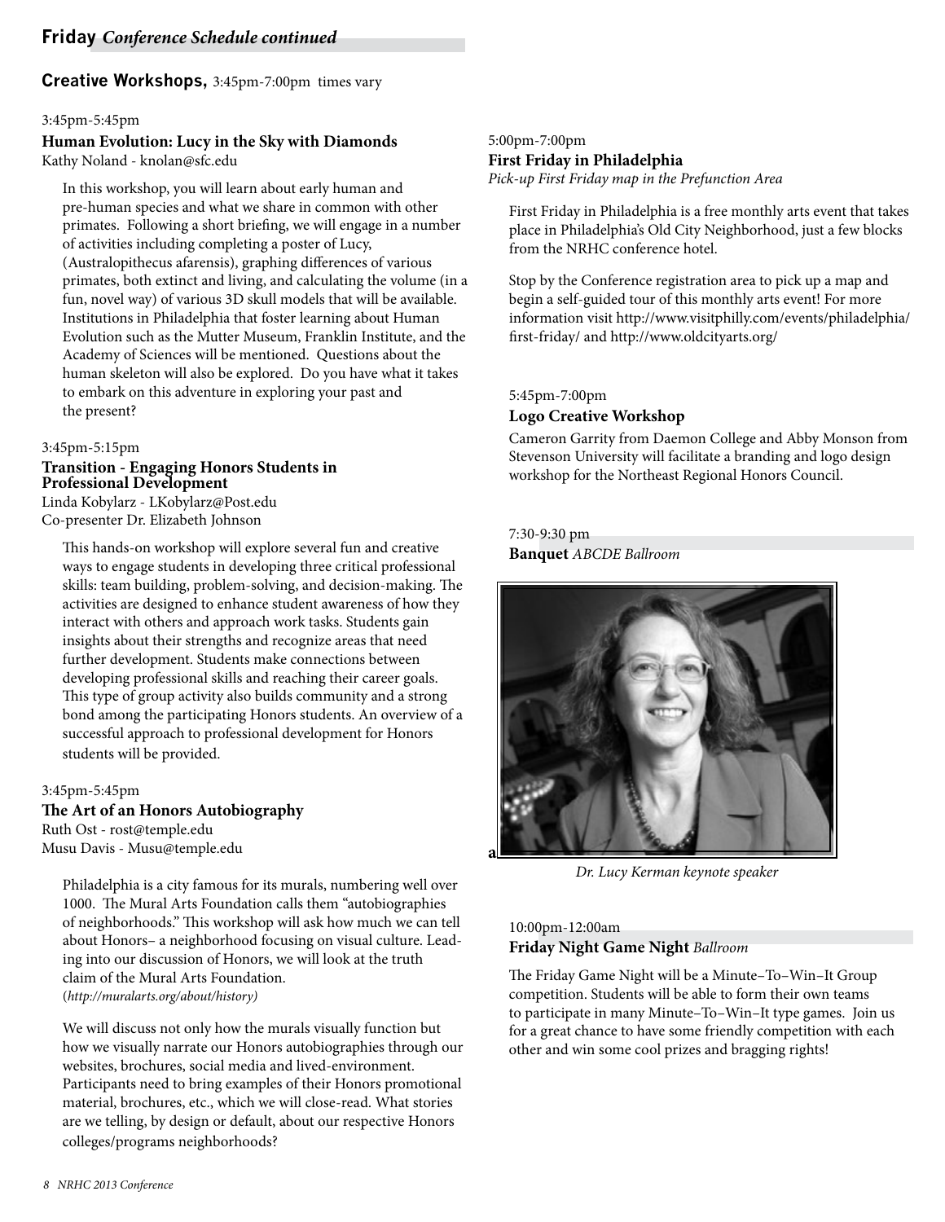## Friday *Conference Schedule continued*

### Creative Workshops, 3:45pm-7:00pm times vary

3:45pm-5:45pm

**Human Evolution: Lucy in the Sky with Diamonds**
Kathy Noland - knolan@sfc.edu

In this workshop, you will learn about early human and pre-human species and what we share in common with other primates. Following a short briefing, we will engage in a number of activities including completing a poster of Lucy, (Australopithecus afarensis), graphing differences of various primates, both extinct and living, and calculating the volume (in a fun, novel way) of various 3D skull models that will be available. Institutions in Philadelphia that foster learning about Human Evolution such as the Mutter Museum, Franklin Institute, and the Academy of Sciences will be mentioned. Questions about the human skeleton will also be explored. Do you have what it takes to embark on this adventure in exploring your past and the present?

3:45pm-5:15pm

**Transition - Engaging Honors Students in Professional Development**
Linda Kobylarz - LKobylarz@Post.edu
Co-presenter Dr. Elizabeth Johnson

This hands-on workshop will explore several fun and creative ways to engage students in developing three critical professional skills: team building, problem-solving, and decision-making. The activities are designed to enhance student awareness of how they interact with others and approach work tasks. Students gain insights about their strengths and recognize areas that need further development. Students make connections between developing professional skills and reaching their career goals. This type of group activity also builds community and a strong bond among the participating Honors students. An overview of a successful approach to professional development for Honors students will be provided.

3:45pm-5:45pm

**The Art of an Honors Autobiography**
Ruth Ost - rost@temple.edu
Musu Davis - Musu@temple.edu

Philadelphia is a city famous for its murals, numbering well over 1000. The Mural Arts Foundation calls them "autobiographies of neighborhoods." This workshop will ask how much we can tell about Honors– a neighborhood focusing on visual culture. Leading into our discussion of Honors, we will look at the truth claim of the Mural Arts Foundation.
(*http://muralarts.org/about/history)*

We will discuss not only how the murals visually function but how we visually narrate our Honors autobiographies through our websites, brochures, social media and lived-environment. Participants need to bring examples of their Honors promotional material, brochures, etc., which we will close-read. What stories are we telling, by design or default, about our respective Honors colleges/programs neighborhoods?

5:00pm-7:00pm

**First Friday in Philadelphia**
*Pick-up First Friday map in the Prefunction Area*

First Friday in Philadelphia is a free monthly arts event that takes place in Philadelphia's Old City Neighborhood, just a few blocks from the NRHC conference hotel.

Stop by the Conference registration area to pick up a map and begin a self-guided tour of this monthly arts event! For more information visit http://www.visitphilly.com/events/philadelphia/first-friday/ and http://www.oldcityarts.org/

5:45pm-7:00pm

**Logo Creative Workshop**

Cameron Garrity from Daemon College and Abby Monson from Stevenson University will facilitate a branding and logo design workshop for the Northeast Regional Honors Council.

7:30-9:30 pm

**Banquet** *ABCDE Ballroom*

*Dr. Lucy Kerman keynote speaker*

10:00pm-12:00am

**Friday Night Game Night** *Ballroom*

The Friday Game Night will be a Minute–To–Win–It Group competition. Students will be able to form their own teams to participate in many Minute–To–Win–It type games. Join us for a great chance to have some friendly competition with each other and win some cool prizes and bragging rights!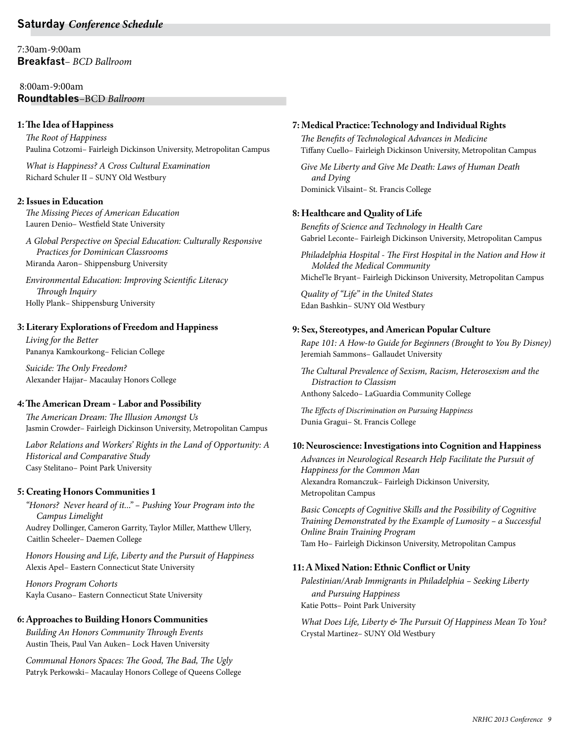## Saturday *Conference Schedule*

7:30am-9:00am
**Breakfast**– *BCD Ballroom*

8:00am-9:00am
**Roundtables**–BCD *Ballroom*

### 1: The Idea of Happiness

*The Root of Happiness*
Paulina Cotzomi– Fairleigh Dickinson University, Metropolitan Campus

*What is Happiness? A Cross Cultural Examination*
Richard Schuler II – SUNY Old Westbury

### 2: Issues in Education

*The Missing Pieces of American Education*
Lauren Denio– Westfield State University

*A Global Perspective on Special Education: Culturally Responsive Practices for Dominican Classrooms*
Miranda Aaron– Shippensburg University

*Environmental Education: Improving Scientific Literacy Through Inquiry*
Holly Plank– Shippensburg University

### 3: Literary Explorations of Freedom and Happiness

*Living for the Better*
Pananya Kamkourkong– Felician College

*Suicide: The Only Freedom?*
Alexander Hajjar– Macaulay Honors College

### 4: The American Dream - Labor and Possibility

*The American Dream: The Illusion Amongst Us*
Jasmin Crowder– Fairleigh Dickinson University, Metropolitan Campus

*Labor Relations and Workers' Rights in the Land of Opportunity: A Historical and Comparative Study*
Casy Stelitano– Point Park University

### 5: Creating Honors Communities 1

*"Honors? Never heard of it..." – Pushing Your Program into the Campus Limelight*
Audrey Dollinger, Cameron Garrity, Taylor Miller, Matthew Ullery, Caitlin Scheeler– Daemen College

*Honors Housing and Life, Liberty and the Pursuit of Happiness*
Alexis Apel– Eastern Connecticut State University

*Honors Program Cohorts*
Kayla Cusano– Eastern Connecticut State University

### 6: Approaches to Building Honors Communities

*Building An Honors Community Through Events*
Austin Theis, Paul Van Auken– Lock Haven University

*Communal Honors Spaces: The Good, The Bad, The Ugly*
Patryk Perkowski– Macaulay Honors College of Queens College

### 7: Medical Practice: Technology and Individual Rights

*The Benefits of Technological Advances in Medicine*
Tiffany Cuello– Fairleigh Dickinson University, Metropolitan Campus

*Give Me Liberty and Give Me Death: Laws of Human Death and Dying*
Dominick Vilsaint– St. Francis College

### 8: Healthcare and Quality of Life

*Benefits of Science and Technology in Health Care*
Gabriel Leconte– Fairleigh Dickinson University, Metropolitan Campus

*Philadelphia Hospital - The First Hospital in the Nation and How it Molded the Medical Community*
Michel'le Bryant– Fairleigh Dickinson University, Metropolitan Campus

*Quality of "Life" in the United States*
Edan Bashkin– SUNY Old Westbury

### 9: Sex, Stereotypes, and American Popular Culture

*Rape 101: A How-to Guide for Beginners (Brought to You By Disney)*
Jeremiah Sammons– Gallaudet University

*The Cultural Prevalence of Sexism, Racism, Heterosexism and the Distraction to Classism*
Anthony Salcedo– LaGuardia Community College

*The Effects of Discrimination on Pursuing Happiness*
Dunia Gragui– St. Francis College

### 10: Neuroscience: Investigations into Cognition and Happiness

*Advances in Neurological Research Help Facilitate the Pursuit of Happiness for the Common Man*
Alexandra Romanczuk– Fairleigh Dickinson University, Metropolitan Campus

*Basic Concepts of Cognitive Skills and the Possibility of Cognitive Training Demonstrated by the Example of Lumosity – a Successful Online Brain Training Program*
Tam Ho– Fairleigh Dickinson University, Metropolitan Campus

### 11: A Mixed Nation: Ethnic Conflict or Unity

*Palestinian/Arab Immigrants in Philadelphia – Seeking Liberty and Pursuing Happiness*
Katie Potts– Point Park University

*What Does Life, Liberty & The Pursuit Of Happiness Mean To You?*
Crystal Martinez– SUNY Old Westbury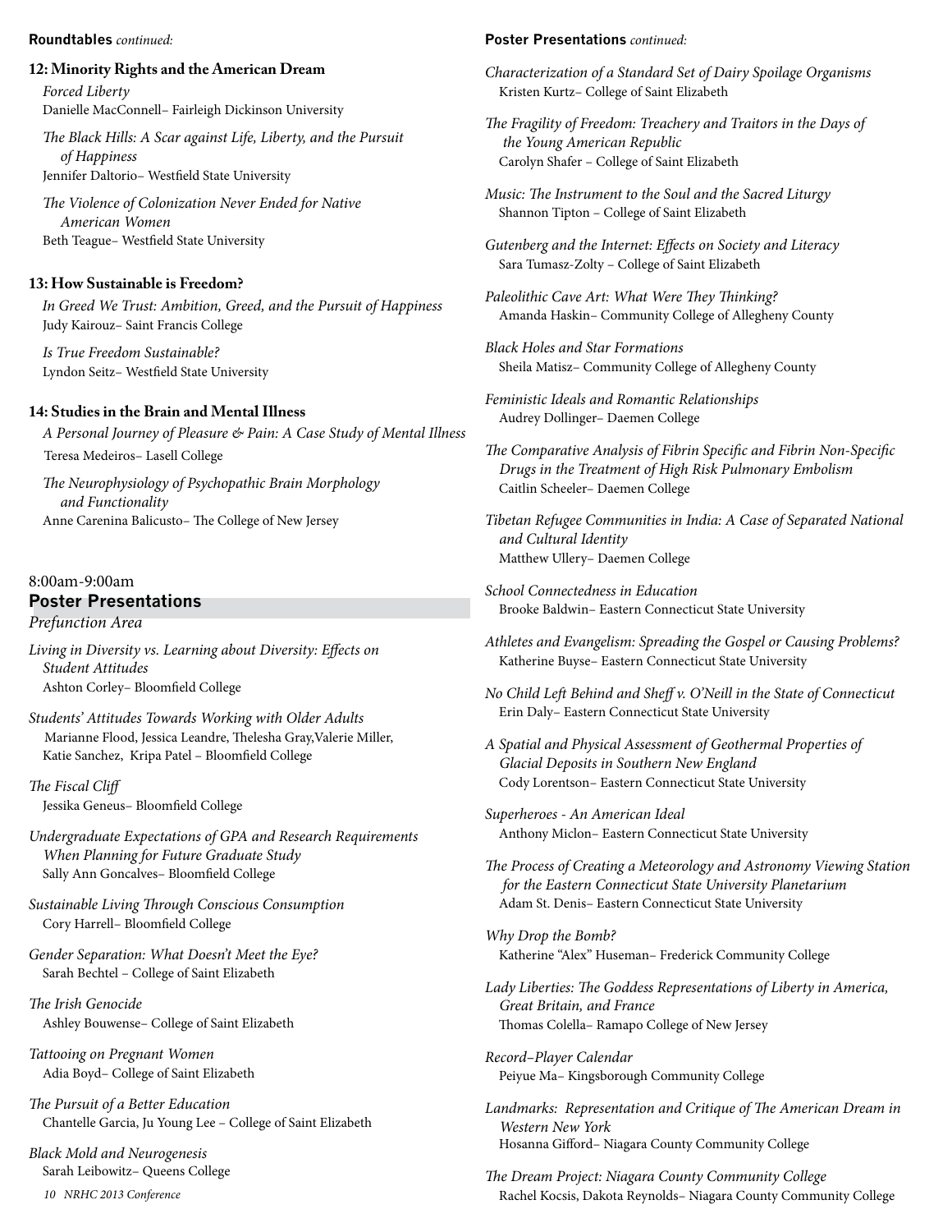**Roundtables** *continued:*

### 12: Minority Rights and the American Dream

*Forced Liberty*
Danielle MacConnell– Fairleigh Dickinson University

*The Black Hills: A Scar against Life, Liberty, and the Pursuit of Happiness*
Jennifer Daltorio– Westfield State University

*The Violence of Colonization Never Ended for Native American Women*
Beth Teague– Westfield State University

### 13: How Sustainable is Freedom?

*In Greed We Trust: Ambition, Greed, and the Pursuit of Happiness*
Judy Kairouz– Saint Francis College

*Is True Freedom Sustainable?*
Lyndon Seitz– Westfield State University

### 14: Studies in the Brain and Mental Illness

*A Personal Journey of Pleasure & Pain: A Case Study of Mental Illness*
Teresa Medeiros– Lasell College

*The Neurophysiology of Psychopathic Brain Morphology and Functionality*
Anne Carenina Balicusto– The College of New Jersey

8:00am-9:00am

## Poster Presentations

*Prefunction Area*

*Living in Diversity vs. Learning about Diversity: Effects on Student Attitudes*
Ashton Corley– Bloomfield College

*Students' Attitudes Towards Working with Older Adults*
Marianne Flood, Jessica Leandre, Thelesha Gray,Valerie Miller, Katie Sanchez, Kripa Patel – Bloomfield College

*The Fiscal Cliff*
Jessika Geneus– Bloomfield College

*Undergraduate Expectations of GPA and Research Requirements When Planning for Future Graduate Study*
Sally Ann Goncalves– Bloomfield College

*Sustainable Living Through Conscious Consumption*
Cory Harrell– Bloomfield College

*Gender Separation: What Doesn't Meet the Eye?*
Sarah Bechtel – College of Saint Elizabeth

*The Irish Genocide*
Ashley Bouwense– College of Saint Elizabeth

*Tattooing on Pregnant Women*
Adia Boyd– College of Saint Elizabeth

*The Pursuit of a Better Education*
Chantelle Garcia, Ju Young Lee – College of Saint Elizabeth

*Black Mold and Neurogenesis*
Sarah Leibowitz– Queens College

**Poster Presentations** *continued:*

*Characterization of a Standard Set of Dairy Spoilage Organisms*
Kristen Kurtz– College of Saint Elizabeth

*The Fragility of Freedom: Treachery and Traitors in the Days of the Young American Republic*
Carolyn Shafer – College of Saint Elizabeth

*Music: The Instrument to the Soul and the Sacred Liturgy*
Shannon Tipton – College of Saint Elizabeth

*Gutenberg and the Internet: Effects on Society and Literacy*
Sara Tumasz-Zolty – College of Saint Elizabeth

*Paleolithic Cave Art: What Were They Thinking?*
Amanda Haskin– Community College of Allegheny County

*Black Holes and Star Formations*
Sheila Matisz– Community College of Allegheny County

*Feministic Ideals and Romantic Relationships*
Audrey Dollinger– Daemen College

*The Comparative Analysis of Fibrin Specific and Fibrin Non-Specific Drugs in the Treatment of High Risk Pulmonary Embolism*
Caitlin Scheeler– Daemen College

*Tibetan Refugee Communities in India: A Case of Separated National and Cultural Identity*
Matthew Ullery– Daemen College

*School Connectedness in Education*
Brooke Baldwin– Eastern Connecticut State University

*Athletes and Evangelism: Spreading the Gospel or Causing Problems?*
Katherine Buyse– Eastern Connecticut State University

*No Child Left Behind and Sheff v. O'Neill in the State of Connecticut*
Erin Daly– Eastern Connecticut State University

*A Spatial and Physical Assessment of Geothermal Properties of Glacial Deposits in Southern New England*
Cody Lorentson– Eastern Connecticut State University

*Superheroes - An American Ideal*
Anthony Miclon– Eastern Connecticut State University

*The Process of Creating a Meteorology and Astronomy Viewing Station for the Eastern Connecticut State University Planetarium*
Adam St. Denis– Eastern Connecticut State University

*Why Drop the Bomb?*
Katherine "Alex" Huseman– Frederick Community College

*Lady Liberties: The Goddess Representations of Liberty in America, Great Britain, and France*
Thomas Colella– Ramapo College of New Jersey

*Record–Player Calendar*
Peiyue Ma– Kingsborough Community College

*Landmarks: Representation and Critique of The American Dream in Western New York*
Hosanna Gifford– Niagara County Community College

*The Dream Project: Niagara County Community College*
Rachel Kocsis, Dakota Reynolds– Niagara County Community College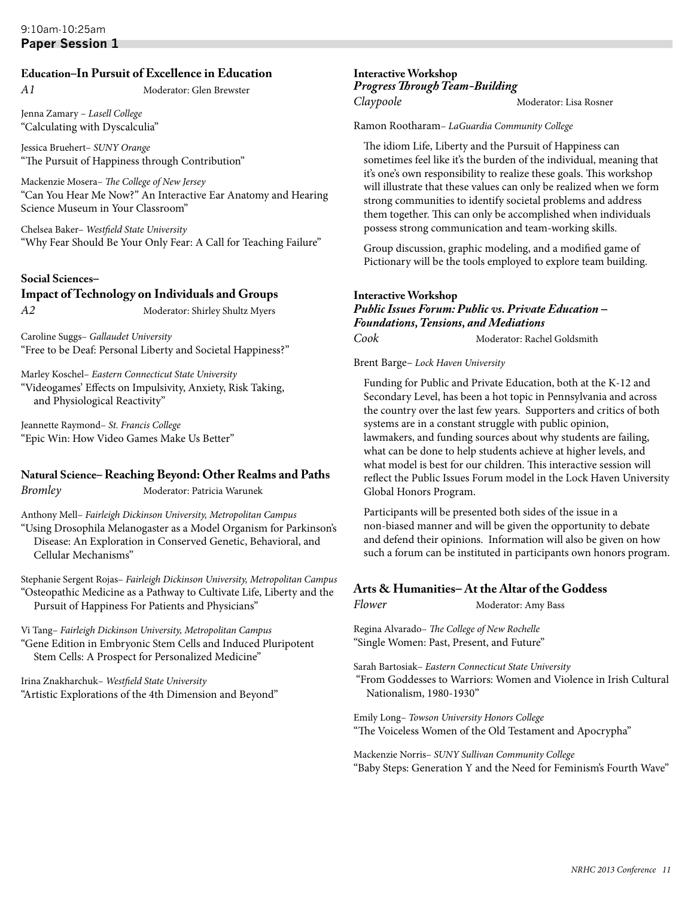9:10am-10:25am

## Paper Session 1

### Education–In Pursuit of Excellence in Education

*A1* Moderator: Glen Brewster

Jenna Zamary – *Lasell College*
"Calculating with Dyscalculia"

Jessica Bruehert– *SUNY Orange*
"The Pursuit of Happiness through Contribution"

Mackenzie Mosera– *The College of New Jersey*
"Can You Hear Me Now?" An Interactive Ear Anatomy and Hearing Science Museum in Your Classroom"

Chelsea Baker– *Westfield State University*
"Why Fear Should Be Your Only Fear: A Call for Teaching Failure"

### Social Sciences– Impact of Technology on Individuals and Groups

*A2* Moderator: Shirley Shultz Myers

Caroline Suggs– *Gallaudet University*
"Free to be Deaf: Personal Liberty and Societal Happiness?"

Marley Koschel– *Eastern Connecticut State University*
"Videogames' Effects on Impulsivity, Anxiety, Risk Taking, and Physiological Reactivity"

Jeannette Raymond– *St. Francis College*
"Epic Win: How Video Games Make Us Better"

### Natural Science– Reaching Beyond: Other Realms and Paths

*Bromley* Moderator: Patricia Warunek

Anthony Mell– *Fairleigh Dickinson University, Metropolitan Campus*
"Using Drosophila Melanogaster as a Model Organism for Parkinson's Disease: An Exploration in Conserved Genetic, Behavioral, and Cellular Mechanisms"

Stephanie Sergent Rojas– *Fairleigh Dickinson University, Metropolitan Campus*
"Osteopathic Medicine as a Pathway to Cultivate Life, Liberty and the Pursuit of Happiness For Patients and Physicians"

Vi Tang– *Fairleigh Dickinson University, Metropolitan Campus*
"Gene Edition in Embryonic Stem Cells and Induced Pluripotent Stem Cells: A Prospect for Personalized Medicine"

Irina Znakharchuk– *Westfield State University*
"Artistic Explorations of the 4th Dimension and Beyond"

### Interactive Workshop
### *Progress Through Team-Building*

*Claypoole* Moderator: Lisa Rosner

Ramon Rootharam– *LaGuardia Community College*

The idiom Life, Liberty and the Pursuit of Happiness can sometimes feel like it's the burden of the individual, meaning that it's one's own responsibility to realize these goals. This workshop will illustrate that these values can only be realized when we form strong communities to identify societal problems and address them together. This can only be accomplished when individuals possess strong communication and team-working skills.

Group discussion, graphic modeling, and a modified game of Pictionary will be the tools employed to explore team building.

### Interactive Workshop
### *Public Issues Forum: Public vs. Private Education – Foundations, Tensions, and Mediations*

*Cook* Moderator: Rachel Goldsmith

Brent Barge– *Lock Haven University*

Funding for Public and Private Education, both at the K-12 and Secondary Level, has been a hot topic in Pennsylvania and across the country over the last few years. Supporters and critics of both systems are in a constant struggle with public opinion, lawmakers, and funding sources about why students are failing, what can be done to help students achieve at higher levels, and what model is best for our children. This interactive session will reflect the Public Issues Forum model in the Lock Haven University Global Honors Program.

Participants will be presented both sides of the issue in a non-biased manner and will be given the opportunity to debate and defend their opinions. Information will also be given on how such a forum can be instituted in participants own honors program.

### Arts & Humanities– At the Altar of the Goddess

*Flower* Moderator: Amy Bass

Regina Alvarado– *The College of New Rochelle*
"Single Women: Past, Present, and Future"

Sarah Bartosiak– *Eastern Connecticut State University*
"From Goddesses to Warriors: Women and Violence in Irish Cultural Nationalism, 1980-1930"

Emily Long– *Towson University Honors College*
"The Voiceless Women of the Old Testament and Apocrypha"

Mackenzie Norris– *SUNY Sullivan Community College*
"Baby Steps: Generation Y and the Need for Feminism's Fourth Wave"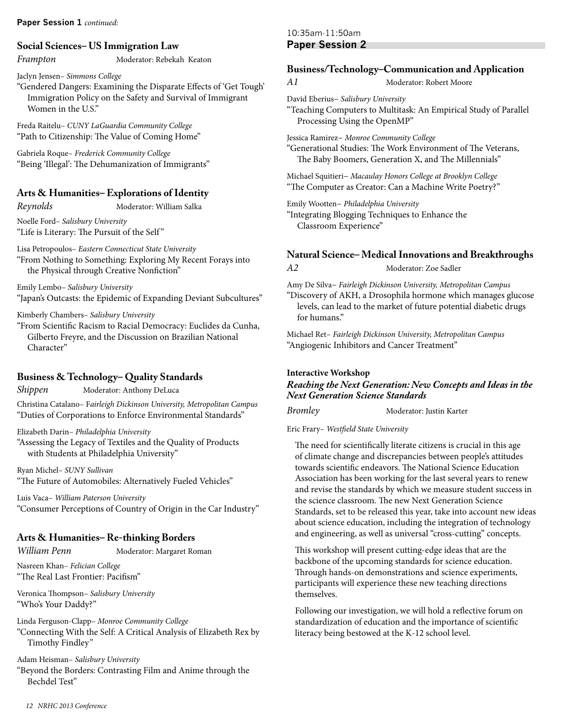**Paper Session 1** *continued:*

### Social Sciences– US Immigration Law

*Frampton* Moderator: Rebekah Keaton

Jaclyn Jensen– *Simmons College*
"Gendered Dangers: Examining the Disparate Effects of 'Get Tough' Immigration Policy on the Safety and Survival of Immigrant Women in the U.S."

Freda Raitelu– *CUNY LaGuardia Community College*
"Path to Citizenship: The Value of Coming Home"

Gabriela Roque– *Frederick Community College*
"Being 'Illegal': The Dehumanization of Immigrants"

### Arts & Humanities– Explorations of Identity

*Reynolds* Moderator: William Salka

Noelle Ford– *Salisbury University*
"Life is Literary: The Pursuit of the Self"

Lisa Petropoulos– *Eastern Connecticut State University*
"From Nothing to Something: Exploring My Recent Forays into the Physical through Creative Nonfiction"

Emily Lembo– *Salisbury University*
"Japan's Outcasts: the Epidemic of Expanding Deviant Subcultures"

Kimberly Chambers– *Salisbury University*
"From Scientific Racism to Racial Democracy: Euclides da Cunha, Gilberto Freyre, and the Discussion on Brazilian National Character"

### Business & Technology– Quality Standards

*Shippen* Moderator: Anthony DeLuca

Christina Catalano– *Fairleigh Dickinson University, Metropolitan Campus*
"Duties of Corporations to Enforce Environmental Standards"

Elizabeth Darin– *Philadelphia University*
"Assessing the Legacy of Textiles and the Quality of Products with Students at Philadelphia University"

Ryan Michel– *SUNY Sullivan*
"The Future of Automobiles: Alternatively Fueled Vehicles"

Luis Vaca– *William Paterson University*
"Consumer Perceptions of Country of Origin in the Car Industry"

### Arts & Humanities– Re-thinking Borders

*William Penn* Moderator: Margaret Roman

Nasreen Khan– *Felician College*
"The Real Last Frontier: Pacifism"

Veronica Thompson– *Salisbury University*
"Who's Your Daddy?"

Linda Ferguson-Clapp– *Monroe Community College*
"Connecting With the Self: A Critical Analysis of Elizabeth Rex by Timothy Findley"

Adam Heisman– *Salisbury University*
"Beyond the Borders: Contrasting Film and Anime through the Bechdel Test"

10:35am-11:50am

## Paper Session 2

### Business/Technology–Communication and Application

*A1* Moderator: Robert Moore

David Eberius– *Salisbury University*
"Teaching Computers to Multitask: An Empirical Study of Parallel Processing Using the OpenMP"

Jessica Ramirez– *Monroe Community College*
"Generational Studies: The Work Environment of The Veterans, The Baby Boomers, Generation X, and The Millennials"

Michael Squitieri– *Macaulay Honors College at Brooklyn College*
"The Computer as Creator: Can a Machine Write Poetry?"

Emily Wootten– *Philadelphia University*
"Integrating Blogging Techniques to Enhance the Classroom Experience"

### Natural Science– Medical Innovations and Breakthroughs

*A2* Moderator: Zoe Sadler

Amy De Silva– *Fairleigh Dickinson University, Metropolitan Campus*
"Discovery of AKH, a Drosophila hormone which manages glucose levels, can lead to the market of future potential diabetic drugs for humans."

Michael Ret– *Fairleigh Dickinson University, Metropolitan Campus*
"Angiogenic Inhibitors and Cancer Treatment"

**Interactive Workshop**

***Reaching the Next Generation: New Concepts and Ideas in the Next Generation Science Standards***

*Bromley* Moderator: Justin Karter

Eric Frary– *Westfield State University*

The need for scientifically literate citizens is crucial in this age of climate change and discrepancies between people's attitudes towards scientific endeavors. The National Science Education Association has been working for the last several years to renew and revise the standards by which we measure student success in the science classroom. The new Next Generation Science Standards, set to be released this year, take into account new ideas about science education, including the integration of technology and engineering, as well as universal "cross-cutting" concepts.

This workshop will present cutting-edge ideas that are the backbone of the upcoming standards for science education. Through hands-on demonstrations and science experiments, participants will experience these new teaching directions themselves.

Following our investigation, we will hold a reflective forum on standardization of education and the importance of scientific literacy being bestowed at the K-12 school level.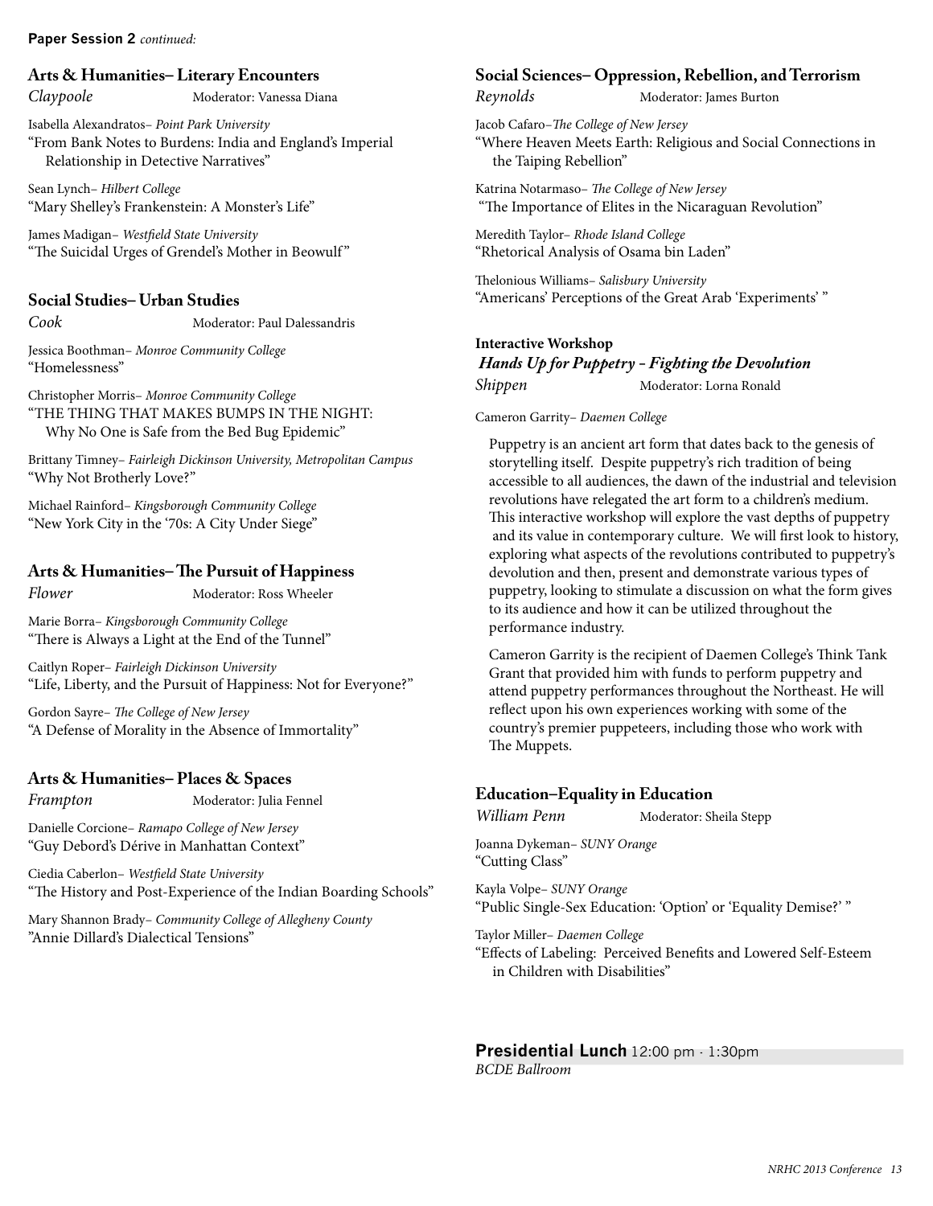**Paper Session 2** *continued:*

### Arts & Humanities– Literary Encounters

*Claypoole* Moderator: Vanessa Diana

Isabella Alexandratos– *Point Park University*
"From Bank Notes to Burdens: India and England's Imperial Relationship in Detective Narratives"

Sean Lynch– *Hilbert College*
"Mary Shelley's Frankenstein: A Monster's Life"

James Madigan– *Westfield State University*
"The Suicidal Urges of Grendel's Mother in Beowulf"

### Social Studies– Urban Studies

*Cook* Moderator: Paul Dalessandris

Jessica Boothman– *Monroe Community College*
"Homelessness"

Christopher Morris– *Monroe Community College*
"THE THING THAT MAKES BUMPS IN THE NIGHT: Why No One is Safe from the Bed Bug Epidemic"

Brittany Timney– *Fairleigh Dickinson University, Metropolitan Campus*
"Why Not Brotherly Love?"

Michael Rainford– *Kingsborough Community College*
"New York City in the '70s: A City Under Siege"

### Arts & Humanities– The Pursuit of Happiness

*Flower* Moderator: Ross Wheeler

Marie Borra– *Kingsborough Community College*
"There is Always a Light at the End of the Tunnel"

Caitlyn Roper– *Fairleigh Dickinson University*
"Life, Liberty, and the Pursuit of Happiness: Not for Everyone?"

Gordon Sayre– *The College of New Jersey*
"A Defense of Morality in the Absence of Immortality"

### Arts & Humanities– Places & Spaces

*Frampton* Moderator: Julia Fennel

Danielle Corcione– *Ramapo College of New Jersey*
"Guy Debord's Dérive in Manhattan Context"

Ciedia Caberlon– *Westfield State University*
"The History and Post-Experience of the Indian Boarding Schools"

Mary Shannon Brady– *Community College of Allegheny County*
"Annie Dillard's Dialectical Tensions"

### Social Sciences– Oppression, Rebellion, and Terrorism

*Reynolds* Moderator: James Burton

Jacob Cafaro– *The College of New Jersey*
"Where Heaven Meets Earth: Religious and Social Connections in the Taiping Rebellion"

Katrina Notarmaso– *The College of New Jersey*
"The Importance of Elites in the Nicaraguan Revolution"

Meredith Taylor– *Rhode Island College*
"Rhetorical Analysis of Osama bin Laden"

Thelonious Williams– *Salisbury University*
"Americans' Perceptions of the Great Arab 'Experiments' "

### Interactive Workshop

***Hands Up for Puppetry - Fighting the Devolution***

*Shippen* Moderator: Lorna Ronald

Cameron Garrity– *Daemen College*

Puppetry is an ancient art form that dates back to the genesis of storytelling itself. Despite puppetry's rich tradition of being accessible to all audiences, the dawn of the industrial and television revolutions have relegated the art form to a children's medium. This interactive workshop will explore the vast depths of puppetry and its value in contemporary culture. We will first look to history, exploring what aspects of the revolutions contributed to puppetry's devolution and then, present and demonstrate various types of puppetry, looking to stimulate a discussion on what the form gives to its audience and how it can be utilized throughout the performance industry.

Cameron Garrity is the recipient of Daemen College's Think Tank Grant that provided him with funds to perform puppetry and attend puppetry performances throughout the Northeast. He will reflect upon his own experiences working with some of the country's premier puppeteers, including those who work with The Muppets.

### Education–Equality in Education

*William Penn* Moderator: Sheila Stepp

Joanna Dykeman– *SUNY Orange*
"Cutting Class"

Kayla Volpe– *SUNY Orange*
"Public Single-Sex Education: 'Option' or 'Equality Demise?' "

Taylor Miller– *Daemen College*
"Effects of Labeling: Perceived Benefits and Lowered Self-Esteem in Children with Disabilities"

## Presidential Lunch 12:00 pm - 1:30pm

*BCDE Ballroom*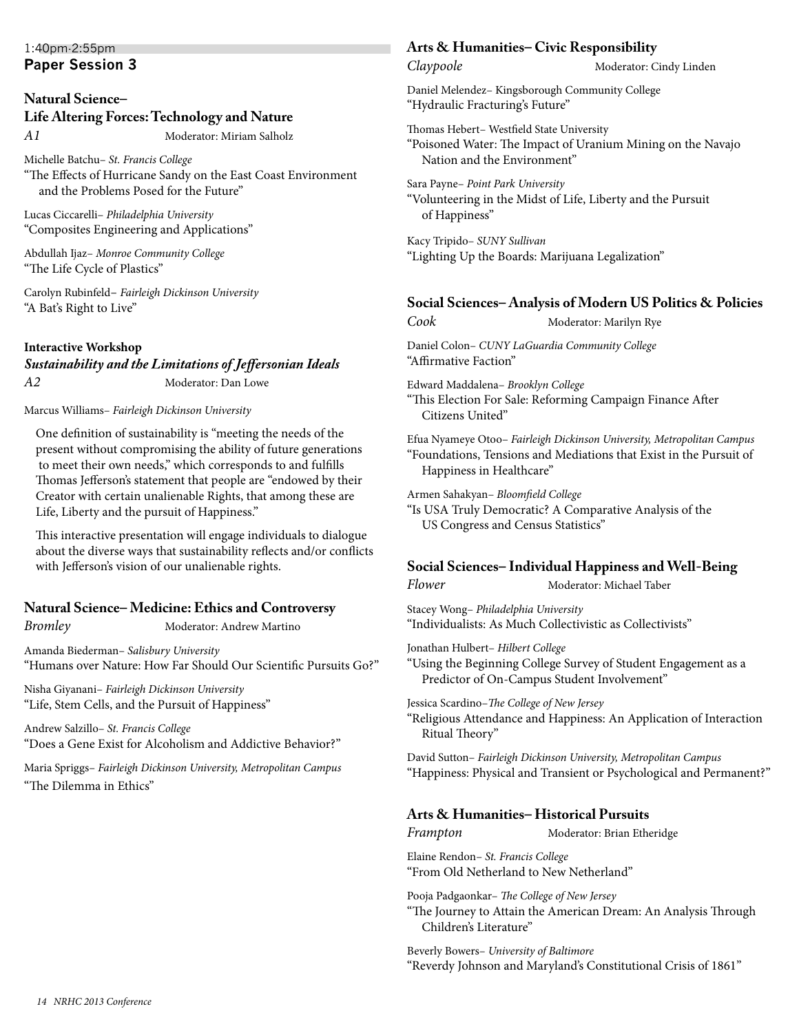1:40pm-2:55pm

## Paper Session 3

### Natural Science– Life Altering Forces: Technology and Nature

*A1* — Moderator: Miriam Salholz

Michelle Batchu– *St. Francis College*
"The Effects of Hurricane Sandy on the East Coast Environment and the Problems Posed for the Future"

Lucas Ciccarelli– *Philadelphia University*
"Composites Engineering and Applications"

Abdullah Ijaz– *Monroe Community College*
"The Life Cycle of Plastics"

Carolyn Rubinfeld– *Fairleigh Dickinson University*
"A Bat's Right to Live"

### Interactive Workshop
### *Sustainability and the Limitations of Jeffersonian Ideals*

*A2* — Moderator: Dan Lowe

Marcus Williams– *Fairleigh Dickinson University*

One definition of sustainability is "meeting the needs of the present without compromising the ability of future generations to meet their own needs," which corresponds to and fulfills Thomas Jefferson's statement that people are "endowed by their Creator with certain unalienable Rights, that among these are Life, Liberty and the pursuit of Happiness."

This interactive presentation will engage individuals to dialogue about the diverse ways that sustainability reflects and/or conflicts with Jefferson's vision of our unalienable rights.

### Natural Science– Medicine: Ethics and Controversy

*Bromley* — Moderator: Andrew Martino

Amanda Biederman– *Salisbury University*
"Humans over Nature: How Far Should Our Scientific Pursuits Go?"

Nisha Giyanani– *Fairleigh Dickinson University*
"Life, Stem Cells, and the Pursuit of Happiness"

Andrew Salzillo– *St. Francis College*
"Does a Gene Exist for Alcoholism and Addictive Behavior?"

Maria Spriggs– *Fairleigh Dickinson University, Metropolitan Campus*
"The Dilemma in Ethics"

### Arts & Humanities– Civic Responsibility

*Claypoole* — Moderator: Cindy Linden

Daniel Melendez– Kingsborough Community College
"Hydraulic Fracturing's Future"

Thomas Hebert– Westfield State University
"Poisoned Water: The Impact of Uranium Mining on the Navajo Nation and the Environment"

Sara Payne– *Point Park University*
"Volunteering in the Midst of Life, Liberty and the Pursuit of Happiness"

Kacy Tripido– *SUNY Sullivan*
"Lighting Up the Boards: Marijuana Legalization"

### Social Sciences– Analysis of Modern US Politics & Policies

*Cook* — Moderator: Marilyn Rye

Daniel Colon– *CUNY LaGuardia Community College*
"Affirmative Faction"

Edward Maddalena– *Brooklyn College*
"This Election For Sale: Reforming Campaign Finance After Citizens United"

Efua Nyameye Otoo– *Fairleigh Dickinson University, Metropolitan Campus*
"Foundations, Tensions and Mediations that Exist in the Pursuit of Happiness in Healthcare"

Armen Sahakyan– *Bloomfield College*
"Is USA Truly Democratic? A Comparative Analysis of the US Congress and Census Statistics"

### Social Sciences– Individual Happiness and Well-Being

*Flower* — Moderator: Michael Taber

Stacey Wong– *Philadelphia University*
"Individualists: As Much Collectivistic as Collectivists"

Jonathan Hulbert– *Hilbert College*
"Using the Beginning College Survey of Student Engagement as a Predictor of On-Campus Student Involvement"

Jessica Scardino–*The College of New Jersey*
"Religious Attendance and Happiness: An Application of Interaction Ritual Theory"

David Sutton– *Fairleigh Dickinson University, Metropolitan Campus*
"Happiness: Physical and Transient or Psychological and Permanent?"

### Arts & Humanities– Historical Pursuits

*Frampton* — Moderator: Brian Etheridge

Elaine Rendon– *St. Francis College*
"From Old Netherland to New Netherland"

Pooja Padgaonkar– *The College of New Jersey*
"The Journey to Attain the American Dream: An Analysis Through Children's Literature"

Beverly Bowers– *University of Baltimore*
"Reverdy Johnson and Maryland's Constitutional Crisis of 1861"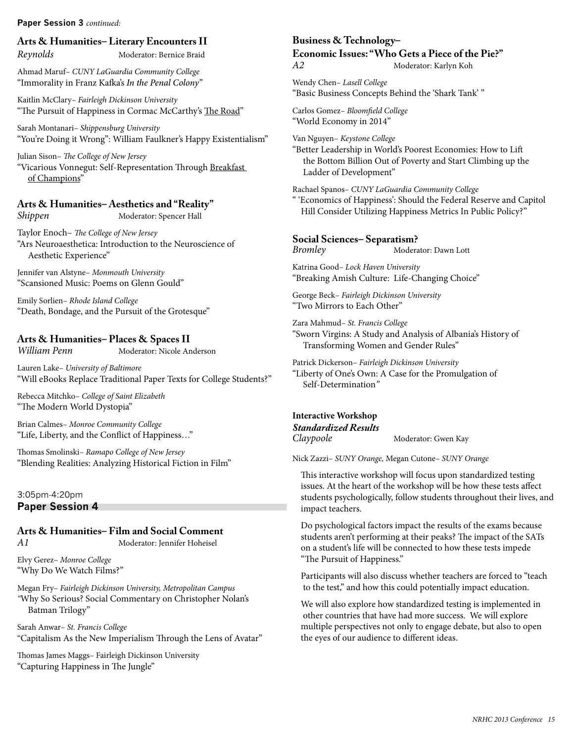**Paper Session 3** *continued:*

### Arts & Humanities– Literary Encounters II

*Reynolds* Moderator: Bernice Braid

Ahmad Maruf– *CUNY LaGuardia Community College*
"Immorality in Franz Kafka's *In the Penal Colony*"

Kaitlin McClary– *Fairleigh Dickinson University*
"The Pursuit of Happiness in Cormac McCarthy's The Road"

Sarah Montanari– *Shippensburg University*
"You're Doing it Wrong": William Faulkner's Happy Existentialism"

Julian Sison– *The College of New Jersey*
"Vicarious Vonnegut: Self-Representation Through Breakfast of Champions"

### Arts & Humanities– Aesthetics and "Reality"

*Shippen* Moderator: Spencer Hall

Taylor Enoch– *The College of New Jersey*
"Ars Neuroaesthetica: Introduction to the Neuroscience of Aesthetic Experience"

Jennifer van Alstyne– *Monmouth University*
"Scansioned Music: Poems on Glenn Gould"

Emily Sorlien– *Rhode Island College*
"Death, Bondage, and the Pursuit of the Grotesque"

### Arts & Humanities– Places & Spaces II

*William Penn* Moderator: Nicole Anderson

Lauren Lake– *University of Baltimore*
"Will eBooks Replace Traditional Paper Texts for College Students?"

Rebecca Mitchko– *College of Saint Elizabeth*
"The Modern World Dystopia"

Brian Calmes– *Monroe Community College*
"Life, Liberty, and the Conflict of Happiness…"

Thomas Smolinski– *Ramapo College of New Jersey*
"Blending Realities: Analyzing Historical Fiction in Film"

3:05pm-4:20pm

## Paper Session 4

### Arts & Humanities– Film and Social Comment

*A1* Moderator: Jennifer Hoheisel

Elvy Gerez– *Monroe College*
"Why Do We Watch Films?"

Megan Fry– *Fairleigh Dickinson University, Metropolitan Campus*
"Why So Serious? Social Commentary on Christopher Nolan's Batman Trilogy"

Sarah Anwar– *St. Francis College*
"Capitalism As the New Imperialism Through the Lens of Avatar"

Thomas James Maggs– Fairleigh Dickinson University
"Capturing Happiness in The Jungle"

### Business & Technology– Economic Issues: "Who Gets a Piece of the Pie?"

*A2* Moderator: Karlyn Koh

Wendy Chen– *Lasell College*
"Basic Business Concepts Behind the 'Shark Tank' "

Carlos Gomez– *Bloomfield College*
"World Economy in 2014"

Van Nguyen– *Keystone College*
"Better Leadership in World's Poorest Economies: How to Lift the Bottom Billion Out of Poverty and Start Climbing up the Ladder of Development"

Rachael Spanos– *CUNY LaGuardia Community College*
" 'Economics of Happiness': Should the Federal Reserve and Capitol Hill Consider Utilizing Happiness Metrics In Public Policy?"

### Social Sciences– Separatism?

*Bromley* Moderator: Dawn Lott

Katrina Good– *Lock Haven University*
"Breaking Amish Culture: Life-Changing Choice"

George Beck– *Fairleigh Dickinson University*
"Two Mirrors to Each Other"

Zara Mahmud– *St. Francis College*
"Sworn Virgins: A Study and Analysis of Albania's History of Transforming Women and Gender Rules"

Patrick Dickerson– *Fairleigh Dickinson University*
"Liberty of One's Own: A Case for the Promulgation of Self-Determination"

### Interactive Workshop
***Standardized Results***

*Claypoole* Moderator: Gwen Kay

Nick Zazzi– *SUNY Orange,* Megan Cutone– *SUNY Orange*

This interactive workshop will focus upon standardized testing issues. At the heart of the workshop will be how these tests affect students psychologically, follow students throughout their lives, and impact teachers.

Do psychological factors impact the results of the exams because students aren't performing at their peaks? The impact of the SATs on a student's life will be connected to how these tests impede "The Pursuit of Happiness."

Participants will also discuss whether teachers are forced to "teach to the test," and how this could potentially impact education.

We will also explore how standardized testing is implemented in other countries that have had more success. We will explore multiple perspectives not only to engage debate, but also to open the eyes of our audience to different ideas.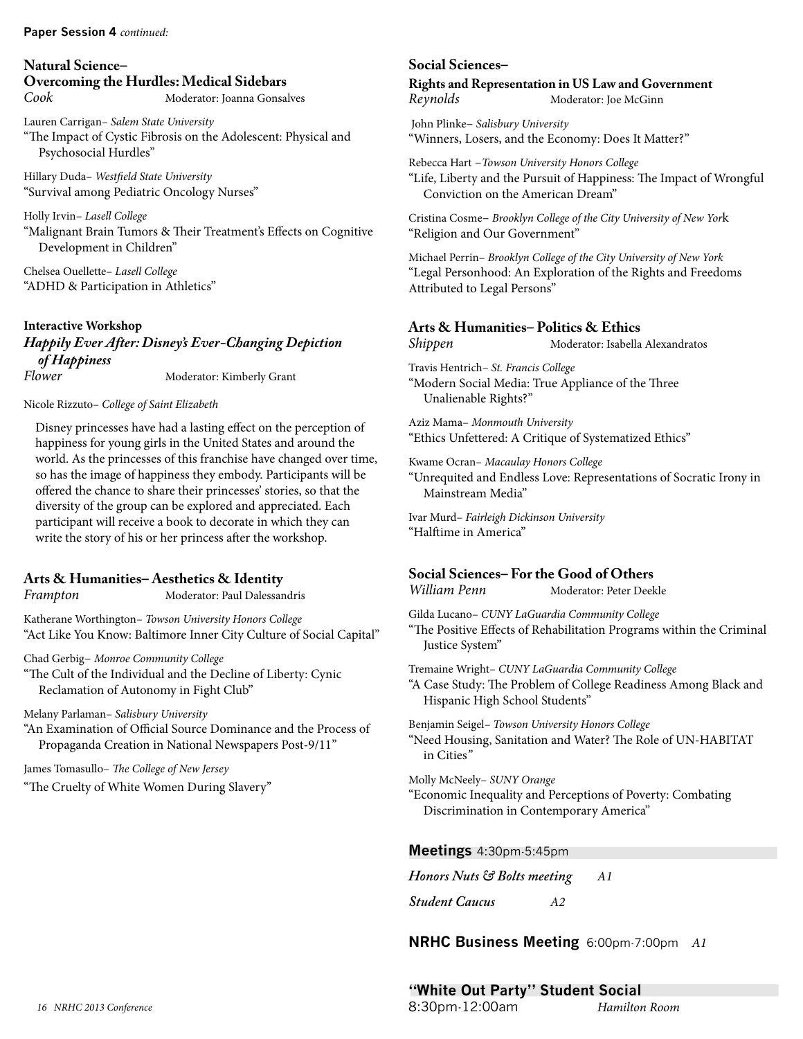**Paper Session 4** *continued:*

### Natural Science– Overcoming the Hurdles: Medical Sidebars

*Cook* Moderator: Joanna Gonsalves

Lauren Carrigan– *Salem State University*
"The Impact of Cystic Fibrosis on the Adolescent: Physical and Psychosocial Hurdles"

Hillary Duda– *Westfield State University*
"Survival among Pediatric Oncology Nurses"

Holly Irvin– *Lasell College*
"Malignant Brain Tumors & Their Treatment's Effects on Cognitive Development in Children"

Chelsea Ouellette– *Lasell College*
"ADHD & Participation in Athletics"

### Interactive Workshop
### *Happily Ever After: Disney's Ever-Changing Depiction of Happiness*

*Flower* Moderator: Kimberly Grant

Nicole Rizzuto– *College of Saint Elizabeth*

Disney princesses have had a lasting effect on the perception of happiness for young girls in the United States and around the world. As the princesses of this franchise have changed over time, so has the image of happiness they embody. Participants will be offered the chance to share their princesses' stories, so that the diversity of the group can be explored and appreciated. Each participant will receive a book to decorate in which they can write the story of his or her princess after the workshop.

### Arts & Humanities– Aesthetics & Identity

*Frampton* Moderator: Paul Dalessandris

Katherane Worthington– *Towson University Honors College*
"Act Like You Know: Baltimore Inner City Culture of Social Capital"

Chad Gerbig– *Monroe Community College*
"The Cult of the Individual and the Decline of Liberty: Cynic Reclamation of Autonomy in Fight Club"

Melany Parlaman– *Salisbury University*
"An Examination of Official Source Dominance and the Process of Propaganda Creation in National Newspapers Post-9/11"

James Tomasullo– *The College of New Jersey*
"The Cruelty of White Women During Slavery"

### Social Sciences– Rights and Representation in US Law and Government

*Reynolds* Moderator: Joe McGinn

John Plinke– *Salisbury University*
"Winners, Losers, and the Economy: Does It Matter?"

Rebecca Hart –*Towson University Honors College*
"Life, Liberty and the Pursuit of Happiness: The Impact of Wrongful Conviction on the American Dream"

Cristina Cosme– *Brooklyn College of the City University of New York*
"Religion and Our Government"

Michael Perrin– *Brooklyn College of the City University of New York*
"Legal Personhood: An Exploration of the Rights and Freedoms Attributed to Legal Persons"

### Arts & Humanities– Politics & Ethics

*Shippen* Moderator: Isabella Alexandratos

Travis Hentrich– *St. Francis College*
"Modern Social Media: True Appliance of the Three Unalienable Rights?"

Aziz Mama– *Monmouth University*
"Ethics Unfettered: A Critique of Systematized Ethics"

Kwame Ocran– *Macaulay Honors College*
"Unrequited and Endless Love: Representations of Socratic Irony in Mainstream Media"

Ivar Murd– *Fairleigh Dickinson University*
"Halftime in America"

### Social Sciences– For the Good of Others

*William Penn* Moderator: Peter Deekle

Gilda Lucano– *CUNY LaGuardia Community College*
"The Positive Effects of Rehabilitation Programs within the Criminal Justice System"

Tremaine Wright– *CUNY LaGuardia Community College*
"A Case Study: The Problem of College Readiness Among Black and Hispanic High School Students"

Benjamin Seigel– *Towson University Honors College*
"Need Housing, Sanitation and Water? The Role of UN-HABITAT in Cities"

Molly McNeely– *SUNY Orange*
"Economic Inequality and Perceptions of Poverty: Combating Discrimination in Contemporary America"

## Meetings 4:30pm-5:45pm

***Honors Nuts & Bolts meeting*** *A1*

***Student Caucus*** *A2*

## NRHC Business Meeting 6:00pm-7:00pm *A1*

## "White Out Party" Student Social

8:30pm-12:00am *Hamilton Room*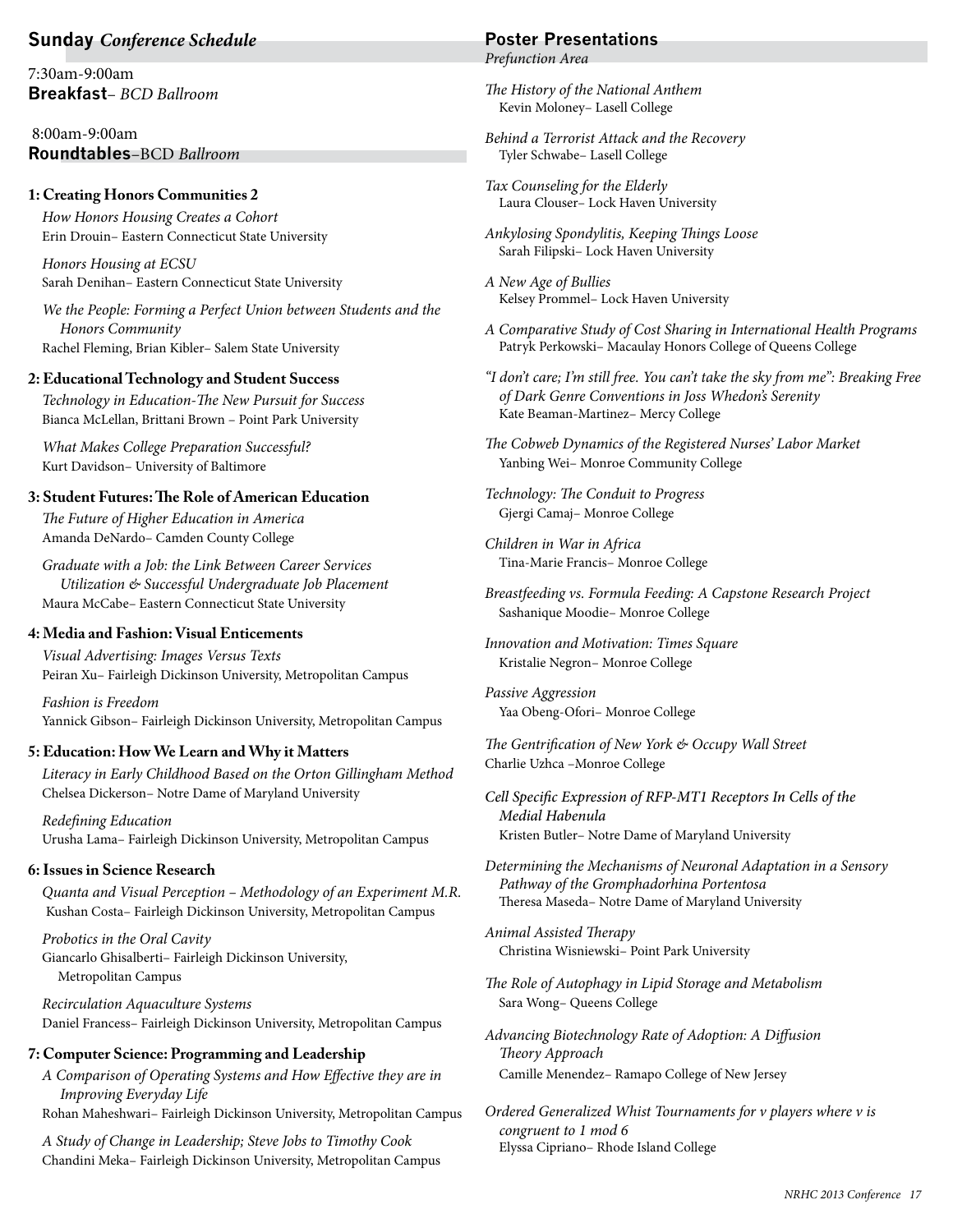## **Sunday** *Conference Schedule*

7:30am-9:00am
**Breakfast**– *BCD Ballroom*

8:00am-9:00am
**Roundtables**–BCD *Ballroom*

### 1: Creating Honors Communities 2

*How Honors Housing Creates a Cohort*
Erin Drouin– Eastern Connecticut State University

*Honors Housing at ECSU*
Sarah Denihan– Eastern Connecticut State University

*We the People: Forming a Perfect Union between Students and the Honors Community*
Rachel Fleming, Brian Kibler– Salem State University

### 2: Educational Technology and Student Success

*Technology in Education-The New Pursuit for Success*
Bianca McLellan, Brittani Brown – Point Park University

*What Makes College Preparation Successful?*
Kurt Davidson– University of Baltimore

### 3: Student Futures: The Role of American Education

*The Future of Higher Education in America*
Amanda DeNardo– Camden County College

*Graduate with a Job: the Link Between Career Services Utilization & Successful Undergraduate Job Placement*
Maura McCabe– Eastern Connecticut State University

### 4: Media and Fashion: Visual Enticements

*Visual Advertising: Images Versus Texts*
Peiran Xu– Fairleigh Dickinson University, Metropolitan Campus

*Fashion is Freedom*
Yannick Gibson– Fairleigh Dickinson University, Metropolitan Campus

### 5: Education: How We Learn and Why it Matters

*Literacy in Early Childhood Based on the Orton Gillingham Method*
Chelsea Dickerson– Notre Dame of Maryland University

*Redefining Education*
Urusha Lama– Fairleigh Dickinson University, Metropolitan Campus

### 6: Issues in Science Research

*Quanta and Visual Perception – Methodology of an Experiment M.R.*
Kushan Costa– Fairleigh Dickinson University, Metropolitan Campus

*Probotics in the Oral Cavity*
Giancarlo Ghisalberti– Fairleigh Dickinson University, Metropolitan Campus

*Recirculation Aquaculture Systems*
Daniel Francess– Fairleigh Dickinson University, Metropolitan Campus

### 7: Computer Science: Programming and Leadership

*A Comparison of Operating Systems and How Effective they are in Improving Everyday Life*
Rohan Maheshwari– Fairleigh Dickinson University, Metropolitan Campus

*A Study of Change in Leadership; Steve Jobs to Timothy Cook*
Chandini Meka– Fairleigh Dickinson University, Metropolitan Campus

## **Poster Presentations**

*Prefunction Area*

*The History of the National Anthem*
Kevin Moloney– Lasell College

*Behind a Terrorist Attack and the Recovery*
Tyler Schwabe– Lasell College

*Tax Counseling for the Elderly*
Laura Clouser– Lock Haven University

*Ankylosing Spondylitis, Keeping Things Loose*
Sarah Filipski– Lock Haven University

*A New Age of Bullies*
Kelsey Prommel– Lock Haven University

*A Comparative Study of Cost Sharing in International Health Programs*
Patryk Perkowski– Macaulay Honors College of Queens College

*"I don't care; I'm still free. You can't take the sky from me": Breaking Free of Dark Genre Conventions in Joss Whedon's Serenity*
Kate Beaman-Martinez– Mercy College

*The Cobweb Dynamics of the Registered Nurses' Labor Market*
Yanbing Wei– Monroe Community College

*Technology: The Conduit to Progress*
Gjergi Camaj– Monroe College

*Children in War in Africa*
Tina-Marie Francis– Monroe College

*Breastfeeding vs. Formula Feeding: A Capstone Research Project*
Sashanique Moodie– Monroe College

*Innovation and Motivation: Times Square*
Kristalie Negron– Monroe College

*Passive Aggression*
Yaa Obeng-Ofori– Monroe College

*The Gentrification of New York & Occupy Wall Street*
Charlie Uzhca –Monroe College

*Cell Specific Expression of RFP-MT1 Receptors In Cells of the Medial Habenula*
Kristen Butler– Notre Dame of Maryland University

*Determining the Mechanisms of Neuronal Adaptation in a Sensory Pathway of the Gromphadorhina Portentosa*
Theresa Maseda– Notre Dame of Maryland University

*Animal Assisted Therapy*
Christina Wisniewski– Point Park University

*The Role of Autophagy in Lipid Storage and Metabolism*
Sara Wong– Queens College

*Advancing Biotechnology Rate of Adoption: A Diffusion Theory Approach*
Camille Menendez– Ramapo College of New Jersey

*Ordered Generalized Whist Tournaments for v players where v is congruent to 1 mod 6*
Elyssa Cipriano– Rhode Island College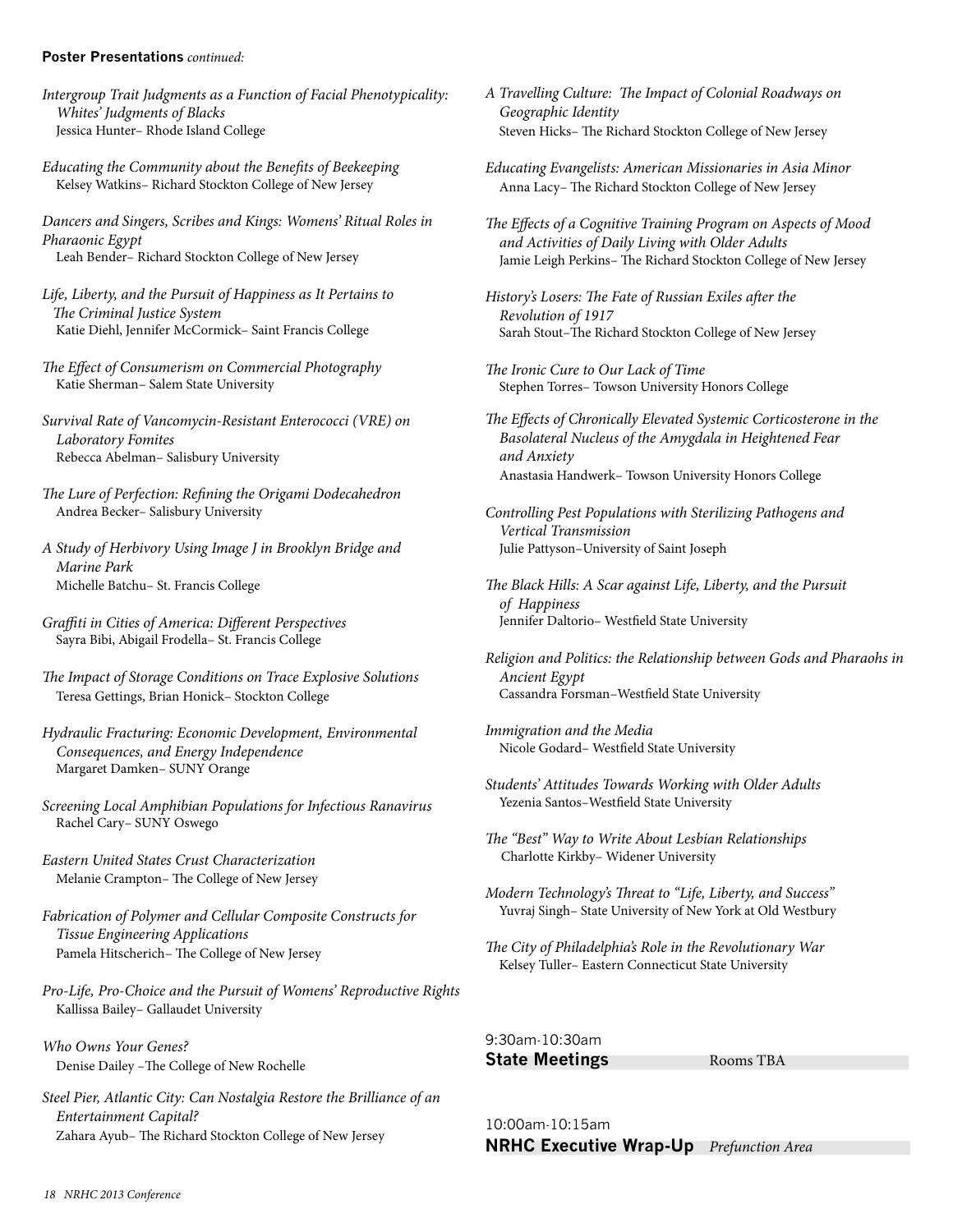**Poster Presentations** *continued:*

*Intergroup Trait Judgments as a Function of Facial Phenotypicality: Whites' Judgments of Blacks*
Jessica Hunter– Rhode Island College

*Educating the Community about the Benefits of Beekeeping*
Kelsey Watkins– Richard Stockton College of New Jersey

*Dancers and Singers, Scribes and Kings: Womens' Ritual Roles in Pharaonic Egypt*
Leah Bender– Richard Stockton College of New Jersey

*Life, Liberty, and the Pursuit of Happiness as It Pertains to The Criminal Justice System*
Katie Diehl, Jennifer McCormick– Saint Francis College

*The Effect of Consumerism on Commercial Photography*
Katie Sherman– Salem State University

*Survival Rate of Vancomycin-Resistant Enterococci (VRE) on Laboratory Fomites*
Rebecca Abelman– Salisbury University

*The Lure of Perfection: Refining the Origami Dodecahedron*
Andrea Becker– Salisbury University

*A Study of Herbivory Using Image J in Brooklyn Bridge and Marine Park*
Michelle Batchu– St. Francis College

*Graffiti in Cities of America: Different Perspectives*
Sayra Bibi, Abigail Frodella– St. Francis College

*The Impact of Storage Conditions on Trace Explosive Solutions*
Teresa Gettings, Brian Honick– Stockton College

*Hydraulic Fracturing: Economic Development, Environmental Consequences, and Energy Independence*
Margaret Damken– SUNY Orange

*Screening Local Amphibian Populations for Infectious Ranavirus*
Rachel Cary– SUNY Oswego

*Eastern United States Crust Characterization*
Melanie Crampton– The College of New Jersey

*Fabrication of Polymer and Cellular Composite Constructs for Tissue Engineering Applications*
Pamela Hitscherich– The College of New Jersey

*Pro-Life, Pro-Choice and the Pursuit of Womens' Reproductive Rights*
Kallissa Bailey– Gallaudet University

*Who Owns Your Genes?*
Denise Dailey –The College of New Rochelle

*Steel Pier, Atlantic City: Can Nostalgia Restore the Brilliance of an Entertainment Capital?*
Zahara Ayub– The Richard Stockton College of New Jersey

*A Travelling Culture: The Impact of Colonial Roadways on Geographic Identity*
Steven Hicks– The Richard Stockton College of New Jersey

*Educating Evangelists: American Missionaries in Asia Minor*
Anna Lacy– The Richard Stockton College of New Jersey

*The Effects of a Cognitive Training Program on Aspects of Mood and Activities of Daily Living with Older Adults*
Jamie Leigh Perkins– The Richard Stockton College of New Jersey

*History's Losers: The Fate of Russian Exiles after the Revolution of 1917*
Sarah Stout–The Richard Stockton College of New Jersey

*The Ironic Cure to Our Lack of Time*
Stephen Torres– Towson University Honors College

*The Effects of Chronically Elevated Systemic Corticosterone in the Basolateral Nucleus of the Amygdala in Heightened Fear and Anxiety*
Anastasia Handwerk– Towson University Honors College

*Controlling Pest Populations with Sterilizing Pathogens and Vertical Transmission*
Julie Pattyson–University of Saint Joseph

*The Black Hills: A Scar against Life, Liberty, and the Pursuit of Happiness*
Jennifer Daltorio– Westfield State University

*Religion and Politics: the Relationship between Gods and Pharaohs in Ancient Egypt*
Cassandra Forsman–Westfield State University

*Immigration and the Media*
Nicole Godard– Westfield State University

*Students' Attitudes Towards Working with Older Adults*
Yezenia Santos–Westfield State University

*The "Best" Way to Write About Lesbian Relationships*
Charlotte Kirkby– Widener University

*Modern Technology's Threat to "Life, Liberty, and Success"*
Yuvraj Singh– State University of New York at Old Westbury

*The City of Philadelphia's Role in the Revolutionary War*
Kelsey Tuller– Eastern Connecticut State University

9:30am-10:30am
**State Meetings** Rooms TBA

10:00am-10:15am
**NRHC Executive Wrap-Up** *Prefunction Area*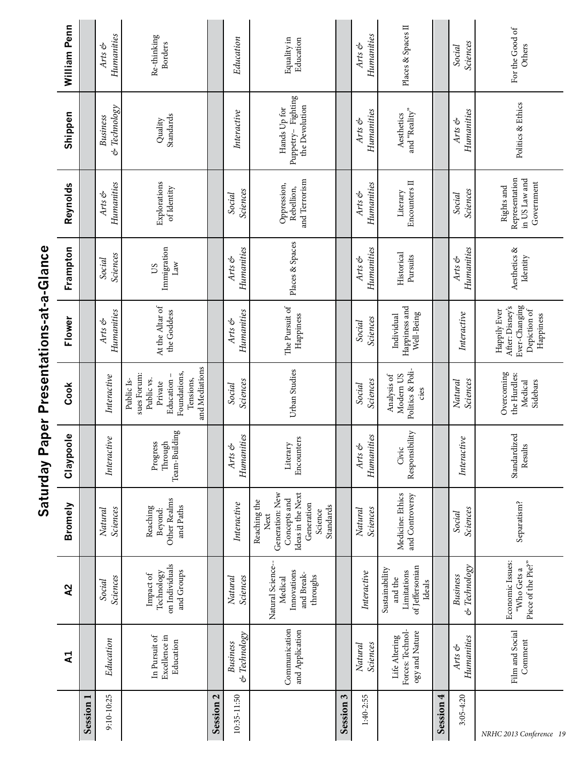# Saturday Paper Presentations-at-a-Glance

| | A1 | A2 | Bromely | Claypoole | Cook | Flower | Frampton | Reynolds | Shippen | William Penn |
|---|---|---|---|---|---|---|---|---|---|---|
| **Session 1** | | | | | | | | | | |
| 9:10-10:25 | *Education* | *Social Sciences* | *Natural Sciences* | *Interactive* | *Interactive* | *Arts & Humanities* | *Social Sciences* | *Arts & Humanities* | *Business & Technology* | *Arts & Humanities* |
| | In Pursuit of Excellence in Education | Impact of Technology on Individuals and Groups | Reaching Beyond: Other Realms and Paths | Progress Through Team-Building | Public Issues Forum: Public vs. Private Education – Foundations, Tensions, and Mediations | At the Altar of the Goddess | US Immigration Law | Explorations of Identity | Quality Standards | Re-thinking Borders |
| **Session 2** | | | | | | | | | | |
| 10:35-11:50 | *Business & Technology* | *Natural Sciences* | *Interactive* | *Arts & Humanities* | *Social Sciences* | *Arts & Humanities* | *Arts & Humanities* | *Social Sciences* | *Interactive* | *Education* |
| | Communication and Application | Natural Science-- Medical Innovations and Breakthroughs | Reaching the Next Generation: New Concepts and Ideas in the Next Generation Science Standards | Literary Encounters | Urban Studies | The Pursuit of Happiness | Places & Spaces | Oppression, Rebellion, and Terrorism | Hands Up for Puppetry– Fighting the Devolution | Equality in Education |
| **Session 3** | | | | | | | | | | |
| 1:40-2:55 | *Natural Sciences* | *Interactive* | *Natural Sciences* | *Arts & Humanities* | *Social Sciences* | *Social Sciences* | *Arts & Humanities* | *Arts & Humanities* | *Arts & Humanities* | *Arts & Humanities* |
| | Life Altering Forces: Technology and Nature | Sustainability and the Limitations of Jeffersonian Ideals | Medicine: Ethics and Controversy | Civic Responsibility | Analysis of Modern US Politics & Policies | Individual Happiness and Well-Being | Historical Pursuits | Literary Encounters II | Aesthetics and "Reality" | Places & Spaces II |
| **Session 4** | | | | | | | | | | |
| 3:05-4:20 | *Arts & Humanities* | *Business & Technology* | *Social Sciences* | *Interactive* | *Natural Sciences* | *Interactive* | *Arts & Humanities* | *Social Sciences* | *Arts & Humanities* | *Social Sciences* |
| | Film and Social Comment | Economic Issues: "Who Gets a Piece of the Pie?" | Separatism? | Standardized Results | Overcoming the Hurdles: Medical Sidebars | Happily Ever After: Disney's Ever-Changing Depiction of Happiness | Aesthetics & Identity | Rights and Representation in US Law and Government | Politics & Ethics | For the Good of Others |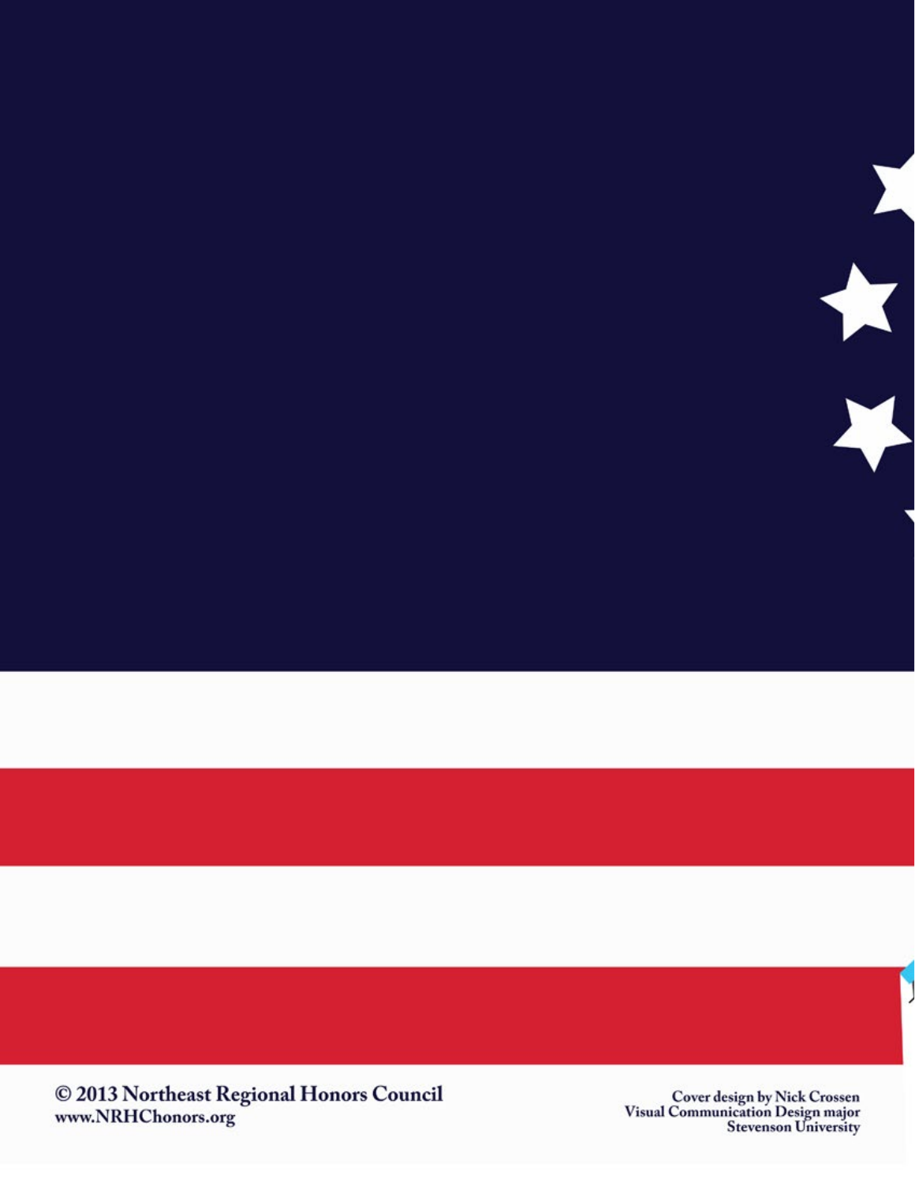© 2013 Northeast Regional Honors Council
www.NRHChonors.org

Cover design by Nick Crossen
Visual Communication Design major
Stevenson University